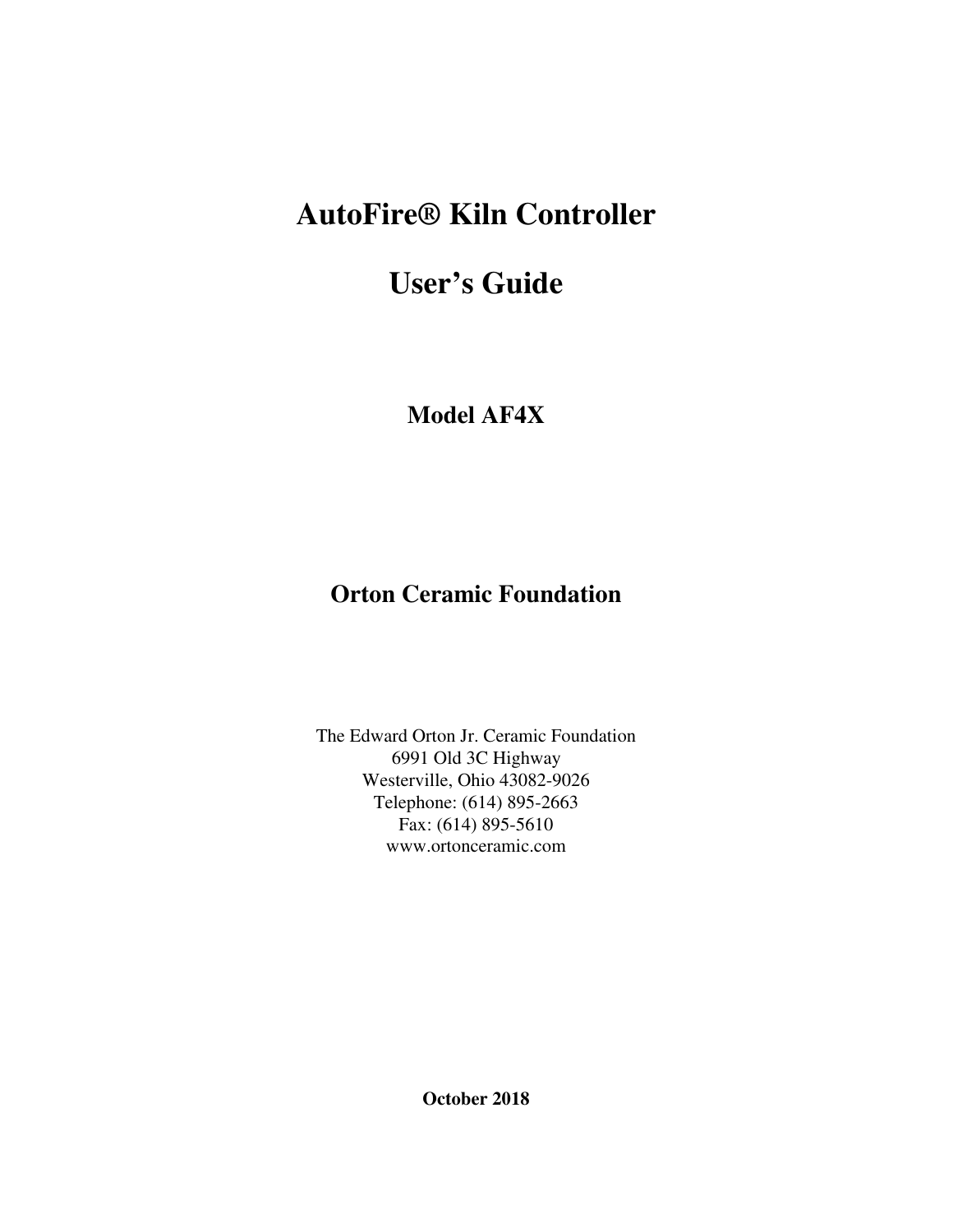# AutoFire® Kiln Controller

# User's Guide

## Model AF4X

## Orton Ceramic Foundation

The Edward Orton Jr. Ceramic Foundation
6991 Old 3C Highway
Westerville, Ohio 43082-9026
Telephone: (614) 895-2663
Fax: (614) 895-5610
www.ortonceramic.com

**October 2018**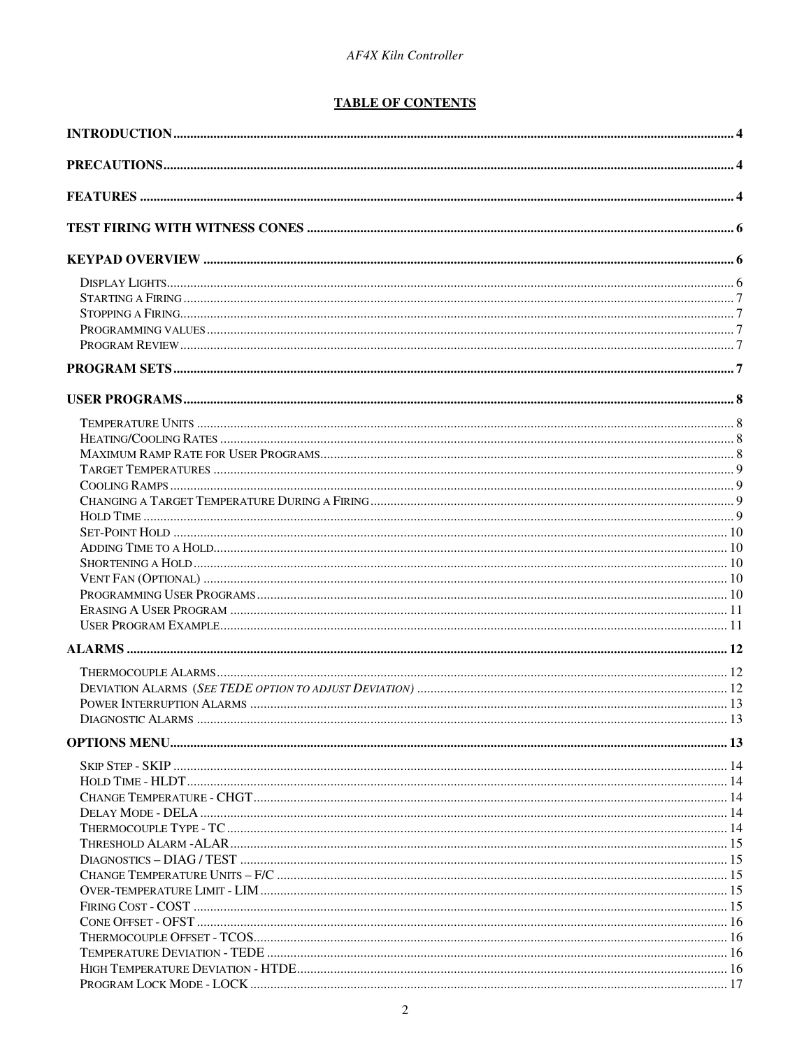# TABLE OF CONTENTS

**INTRODUCTION** ..... 4

**PRECAUTIONS** ..... 4

**FEATURES** ..... 4

**TEST FIRING WITH WITNESS CONES** ..... 6

**KEYPAD OVERVIEW** ..... 6

- Display Lights ..... 6
- Starting a Firing ..... 7
- Stopping a Firing ..... 7
- Programming values ..... 7
- Program Review ..... 7

**PROGRAM SETS** ..... 7

**USER PROGRAMS** ..... 8

- Temperature Units ..... 8
- Heating/Cooling Rates ..... 8
- Maximum Ramp Rate for User Programs ..... 8
- Target Temperatures ..... 9
- Cooling Ramps ..... 9
- Changing a Target Temperature During a Firing ..... 9
- Hold Time ..... 9
- Set-Point Hold ..... 10
- Adding Time to a Hold ..... 10
- Shortening a Hold ..... 10
- Vent Fan (Optional) ..... 10
- Programming User Programs ..... 10
- Erasing A User Program ..... 11
- User Program Example ..... 11

**ALARMS** ..... 12

- Thermocouple Alarms ..... 12
- Deviation Alarms (*See TEDE option to adjust Deviation*) ..... 12
- Power Interruption Alarms ..... 13
- Diagnostic Alarms ..... 13

**OPTIONS MENU** ..... 13

- Skip Step - SKIP ..... 14
- Hold Time - HLDT ..... 14
- Change Temperature - CHGT ..... 14
- Delay Mode - DELA ..... 14
- Thermocouple Type - TC ..... 14
- Threshold Alarm -ALAR ..... 15
- Diagnostics – DIAG / TEST ..... 15
- Change Temperature Units – F/C ..... 15
- Over-temperature Limit - LIM ..... 15
- Firing Cost - COST ..... 15
- Cone Offset - OFST ..... 16
- Thermocouple Offset - TCOS ..... 16
- Temperature Deviation - TEDE ..... 16
- High Temperature Deviation - HTDE ..... 16
- Program Lock Mode - LOCK ..... 17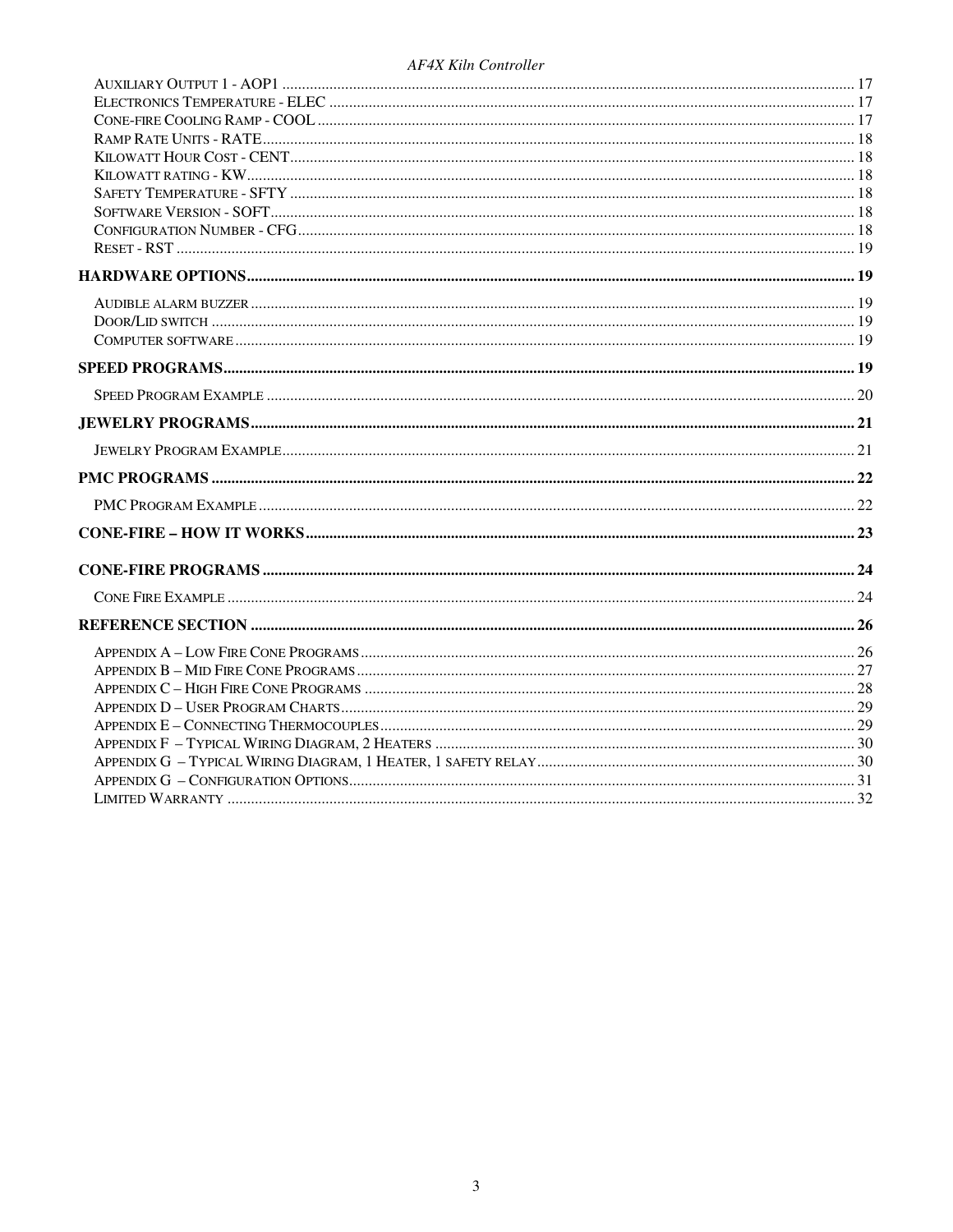Auxiliary Output 1 - AOP1 ........................................................................................................................................ 17
Electronics Temperature - ELEC .............................................................................................................................. 17
Cone-fire Cooling Ramp - COOL .............................................................................................................................. 17
Ramp Rate Units - RATE ........................................................................................................................................... 18
Kilowatt Hour Cost - CENT ....................................................................................................................................... 18
Kilowatt rating - KW .................................................................................................................................................. 18
Safety Temperature - SFTY ....................................................................................................................................... 18
Software Version - SOFT ........................................................................................................................................... 18
Configuration Number - CFG ..................................................................................................................................... 18
Reset - RST ................................................................................................................................................................ 19

**HARDWARE OPTIONS** ..................................................................................................................................... 19

Audible alarm buzzer ................................................................................................................................................. 19
Door/Lid switch .......................................................................................................................................................... 19
Computer software ..................................................................................................................................................... 19

**SPEED PROGRAMS** ......................................................................................................................................... 19

Speed Program Example ............................................................................................................................................ 20

**JEWELRY PROGRAMS** ..................................................................................................................................... 21

Jewelry Program Example .......................................................................................................................................... 21

**PMC PROGRAMS** ............................................................................................................................................. 22

PMC Program Example .............................................................................................................................................. 22

**CONE-FIRE – HOW IT WORKS** ....................................................................................................................... 23

**CONE-FIRE PROGRAMS** .................................................................................................................................. 24

Cone Fire Example ..................................................................................................................................................... 24

**REFERENCE SECTION** ..................................................................................................................................... 26

Appendix A – Low Fire Cone Programs ..................................................................................................................... 26
Appendix B – Mid Fire Cone Programs ...................................................................................................................... 27
Appendix C – High Fire Cone Programs ..................................................................................................................... 28
Appendix D – User Program Charts ........................................................................................................................... 29
Appendix E – Connecting Thermocouples ................................................................................................................. 29
Appendix F – Typical Wiring Diagram, 2 Heaters ..................................................................................................... 30
Appendix G – Typical Wiring Diagram, 1 Heater, 1 safety relay ................................................................................ 30
Appendix G – Configuration Options ......................................................................................................................... 31
Limited Warranty ....................................................................................................................................................... 32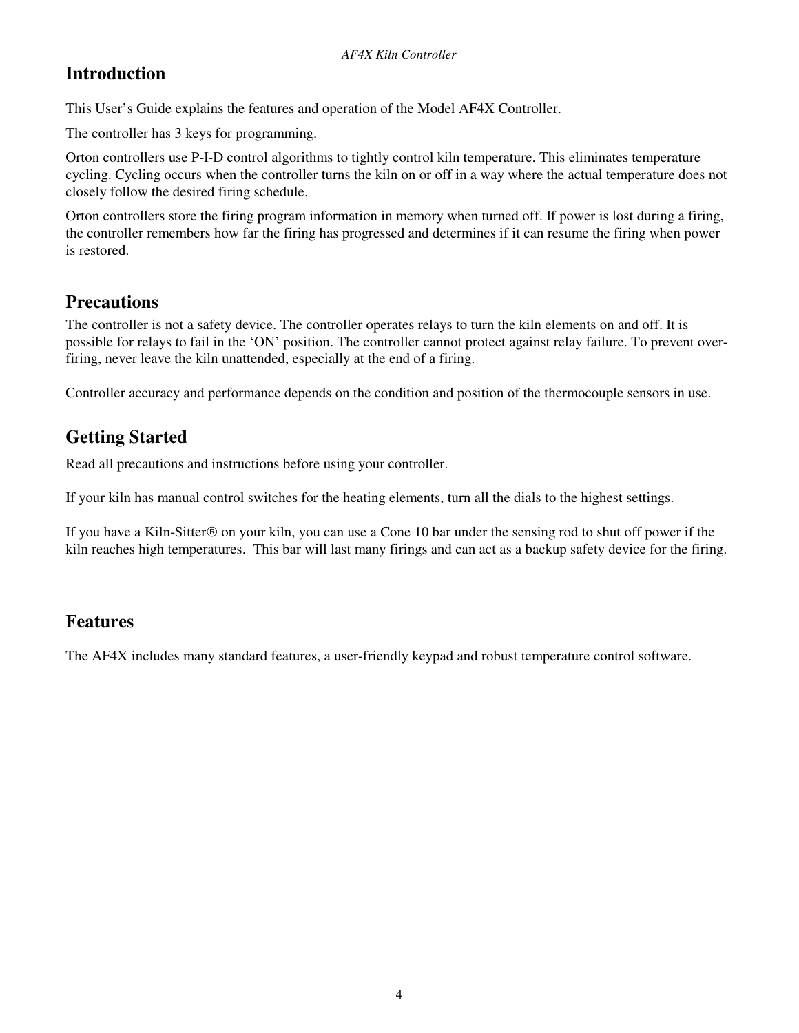## Introduction

This User's Guide explains the features and operation of the Model AF4X Controller.

The controller has 3 keys for programming.

Orton controllers use P-I-D control algorithms to tightly control kiln temperature. This eliminates temperature cycling. Cycling occurs when the controller turns the kiln on or off in a way where the actual temperature does not closely follow the desired firing schedule.

Orton controllers store the firing program information in memory when turned off. If power is lost during a firing, the controller remembers how far the firing has progressed and determines if it can resume the firing when power is restored.

## Precautions

The controller is not a safety device. The controller operates relays to turn the kiln elements on and off. It is possible for relays to fail in the 'ON' position. The controller cannot protect against relay failure. To prevent over-firing, never leave the kiln unattended, especially at the end of a firing.

Controller accuracy and performance depends on the condition and position of the thermocouple sensors in use.

## Getting Started

Read all precautions and instructions before using your controller.

If your kiln has manual control switches for the heating elements, turn all the dials to the highest settings.

If you have a Kiln-Sitter® on your kiln, you can use a Cone 10 bar under the sensing rod to shut off power if the kiln reaches high temperatures. This bar will last many firings and can act as a backup safety device for the firing.

## Features

The AF4X includes many standard features, a user-friendly keypad and robust temperature control software.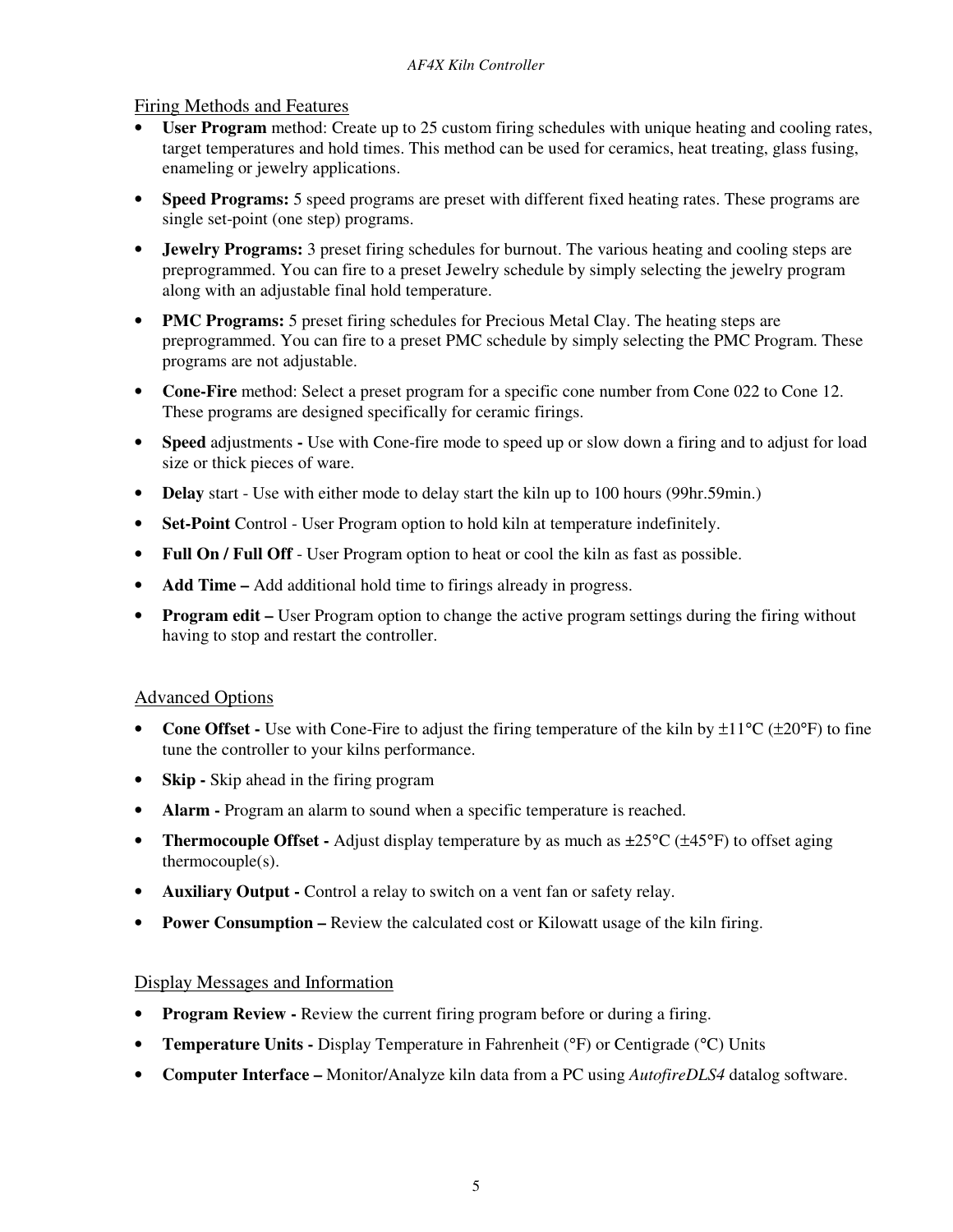## Firing Methods and Features

- **User Program** method: Create up to 25 custom firing schedules with unique heating and cooling rates, target temperatures and hold times. This method can be used for ceramics, heat treating, glass fusing, enameling or jewelry applications.
- **Speed Programs:** 5 speed programs are preset with different fixed heating rates. These programs are single set-point (one step) programs.
- **Jewelry Programs:** 3 preset firing schedules for burnout. The various heating and cooling steps are preprogrammed. You can fire to a preset Jewelry schedule by simply selecting the jewelry program along with an adjustable final hold temperature.
- **PMC Programs:** 5 preset firing schedules for Precious Metal Clay. The heating steps are preprogrammed. You can fire to a preset PMC schedule by simply selecting the PMC Program. These programs are not adjustable.
- **Cone-Fire** method: Select a preset program for a specific cone number from Cone 022 to Cone 12. These programs are designed specifically for ceramic firings.
- **Speed** adjustments **-** Use with Cone-fire mode to speed up or slow down a firing and to adjust for load size or thick pieces of ware.
- **Delay** start - Use with either mode to delay start the kiln up to 100 hours (99hr.59min.)
- **Set-Point** Control - User Program option to hold kiln at temperature indefinitely.
- **Full On / Full Off** - User Program option to heat or cool the kiln as fast as possible.
- **Add Time –** Add additional hold time to firings already in progress.
- **Program edit –** User Program option to change the active program settings during the firing without having to stop and restart the controller.

## Advanced Options

- **Cone Offset -** Use with Cone-Fire to adjust the firing temperature of the kiln by ±11°C (±20°F) to fine tune the controller to your kilns performance.
- **Skip -** Skip ahead in the firing program
- **Alarm -** Program an alarm to sound when a specific temperature is reached.
- **Thermocouple Offset -** Adjust display temperature by as much as ±25°C (±45°F) to offset aging thermocouple(s).
- **Auxiliary Output -** Control a relay to switch on a vent fan or safety relay.
- **Power Consumption –** Review the calculated cost or Kilowatt usage of the kiln firing.

## Display Messages and Information

- **Program Review -** Review the current firing program before or during a firing.
- **Temperature Units -** Display Temperature in Fahrenheit (°F) or Centigrade (°C) Units
- **Computer Interface –** Monitor/Analyze kiln data from a PC using *AutofireDLS4* datalog software.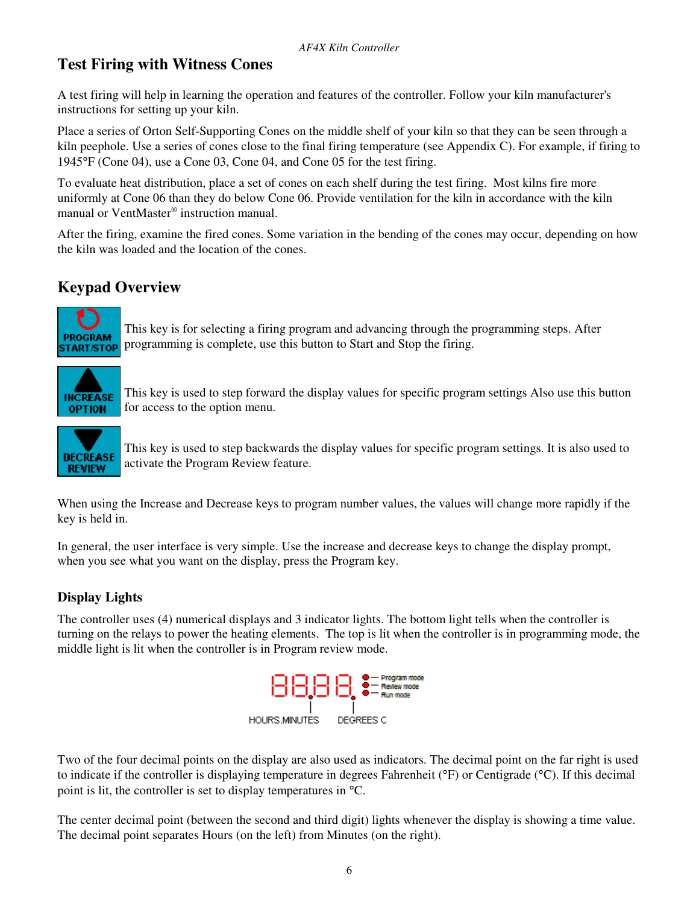## Test Firing with Witness Cones

A test firing will help in learning the operation and features of the controller. Follow your kiln manufacturer's instructions for setting up your kiln.

Place a series of Orton Self-Supporting Cones on the middle shelf of your kiln so that they can be seen through a kiln peephole. Use a series of cones close to the final firing temperature (see Appendix C). For example, if firing to 1945°F (Cone 04), use a Cone 03, Cone 04, and Cone 05 for the test firing.

To evaluate heat distribution, place a set of cones on each shelf during the test firing. Most kilns fire more uniformly at Cone 06 than they do below Cone 06. Provide ventilation for the kiln in accordance with the kiln manual or VentMaster® instruction manual.

After the firing, examine the fired cones. Some variation in the bending of the cones may occur, depending on how the kiln was loaded and the location of the cones.

## Keypad Overview

**PROGRAM START/STOP** — This key is for selecting a firing program and advancing through the programming steps. After programming is complete, use this button to Start and Stop the firing.

**INCREASE OPTION** — This key is used to step forward the display values for specific program settings Also use this button for access to the option menu.

**DECREASE REVIEW** — This key is used to step backwards the display values for specific program settings. It is also used to activate the Program Review feature.

When using the Increase and Decrease keys to program number values, the values will change more rapidly if the key is held in.

In general, the user interface is very simple. Use the increase and decrease keys to change the display prompt, when you see what you want on the display, press the Program key.

### Display Lights

The controller uses (4) numerical displays and 3 indicator lights. The bottom light tells when the controller is turning on the relays to power the heating elements. The top is lit when the controller is in programming mode, the middle light is lit when the controller is in Program review mode.

88.88. — Program mode / Review mode / Run mode

HOURS.MINUTES    DEGREES C

Two of the four decimal points on the display are also used as indicators. The decimal point on the far right is used to indicate if the controller is displaying temperature in degrees Fahrenheit (°F) or Centigrade (°C). If this decimal point is lit, the controller is set to display temperatures in °C.

The center decimal point (between the second and third digit) lights whenever the display is showing a time value. The decimal point separates Hours (on the left) from Minutes (on the right).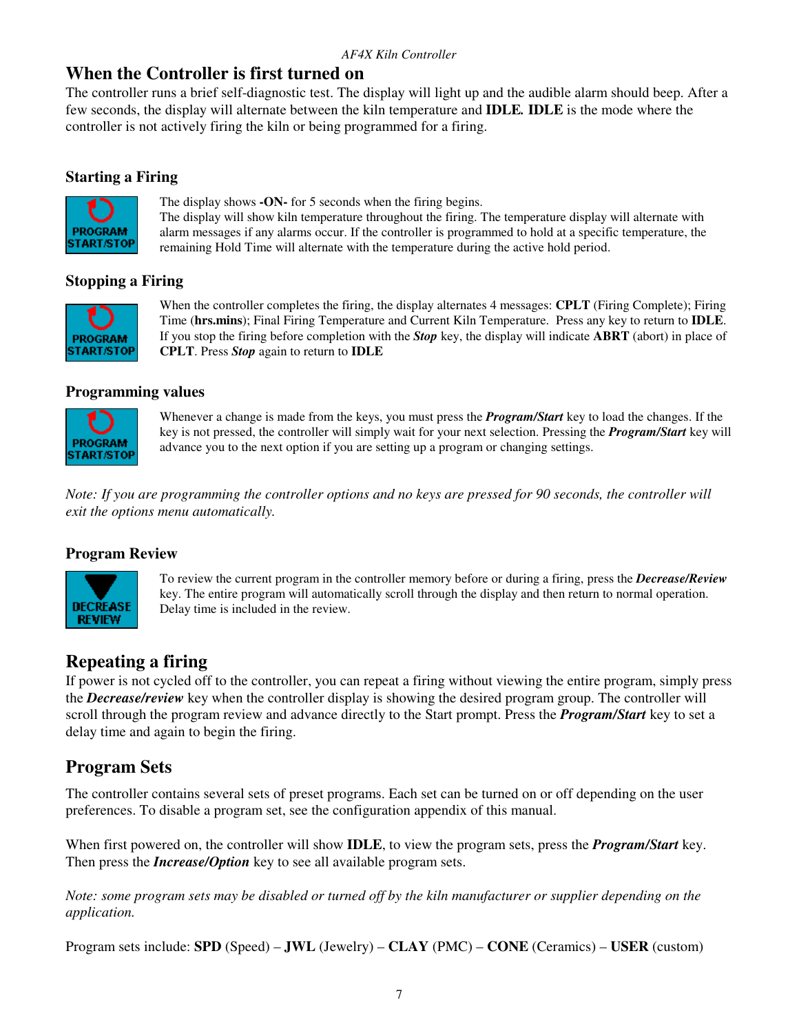## When the Controller is first turned on

The controller runs a brief self-diagnostic test. The display will light up and the audible alarm should beep. After a few seconds, the display will alternate between the kiln temperature and **IDLE. IDLE** is the mode where the controller is not actively firing the kiln or being programmed for a firing.

### Starting a Firing

PROGRAM START/STOP

The display shows **-ON-** for 5 seconds when the firing begins.
The display will show kiln temperature throughout the firing. The temperature display will alternate with alarm messages if any alarms occur. If the controller is programmed to hold at a specific temperature, the remaining Hold Time will alternate with the temperature during the active hold period.

### Stopping a Firing

PROGRAM START/STOP

When the controller completes the firing, the display alternates 4 messages: **CPLT** (Firing Complete); Firing Time (**hrs.mins**); Final Firing Temperature and Current Kiln Temperature. Press any key to return to **IDLE**. If you stop the firing before completion with the ***Stop*** key, the display will indicate **ABRT** (abort) in place of **CPLT**. Press ***Stop*** again to return to **IDLE**

### Programming values

PROGRAM START/STOP

Whenever a change is made from the keys, you must press the ***Program/Start*** key to load the changes. If the key is not pressed, the controller will simply wait for your next selection. Pressing the ***Program/Start*** key will advance you to the next option if you are setting up a program or changing settings.

*Note: If you are programming the controller options and no keys are pressed for 90 seconds, the controller will exit the options menu automatically.*

### Program Review

DECREASE REVIEW

To review the current program in the controller memory before or during a firing, press the ***Decrease/Review*** key. The entire program will automatically scroll through the display and then return to normal operation. Delay time is included in the review.

## Repeating a firing

If power is not cycled off to the controller, you can repeat a firing without viewing the entire program, simply press the ***Decrease/review*** key when the controller display is showing the desired program group. The controller will scroll through the program review and advance directly to the Start prompt. Press the ***Program/Start*** key to set a delay time and again to begin the firing.

## Program Sets

The controller contains several sets of preset programs. Each set can be turned on or off depending on the user preferences. To disable a program set, see the configuration appendix of this manual.

When first powered on, the controller will show **IDLE**, to view the program sets, press the ***Program/Start*** key. Then press the ***Increase/Option*** key to see all available program sets.

*Note: some program sets may be disabled or turned off by the kiln manufacturer or supplier depending on the application.*

Program sets include: **SPD** (Speed) – **JWL** (Jewelry) – **CLAY** (PMC) – **CONE** (Ceramics) – **USER** (custom)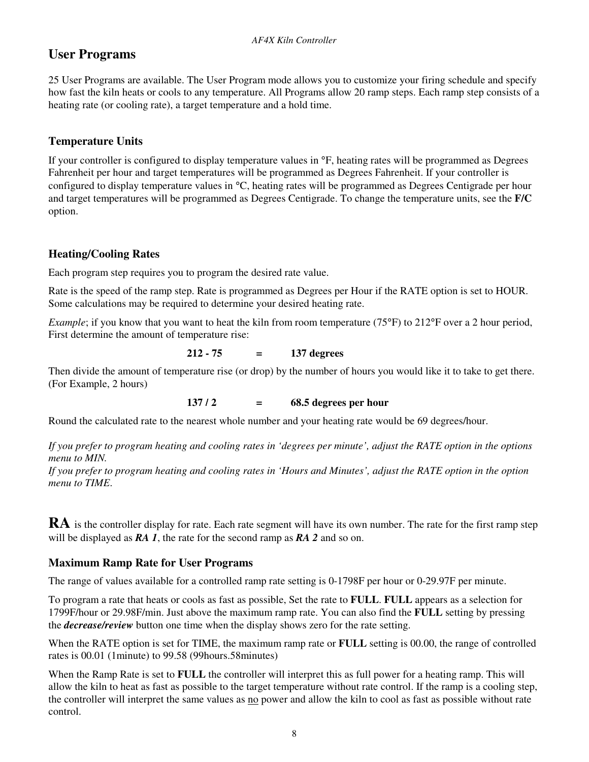## User Programs

25 User Programs are available. The User Program mode allows you to customize your firing schedule and specify how fast the kiln heats or cools to any temperature. All Programs allow 20 ramp steps. Each ramp step consists of a heating rate (or cooling rate), a target temperature and a hold time.

### Temperature Units

If your controller is configured to display temperature values in °F, heating rates will be programmed as Degrees Fahrenheit per hour and target temperatures will be programmed as Degrees Fahrenheit. If your controller is configured to display temperature values in °C, heating rates will be programmed as Degrees Centigrade per hour and target temperatures will be programmed as Degrees Centigrade. To change the temperature units, see the **F/C** option.

### Heating/Cooling Rates

Each program step requires you to program the desired rate value.

Rate is the speed of the ramp step. Rate is programmed as Degrees per Hour if the RATE option is set to HOUR. Some calculations may be required to determine your desired heating rate.

*Example*; if you know that you want to heat the kiln from room temperature (75°F) to 212°F over a 2 hour period, First determine the amount of temperature rise:

**212 - 75 = 137 degrees**

Then divide the amount of temperature rise (or drop) by the number of hours you would like it to take to get there. (For Example, 2 hours)

**137 / 2 = 68.5 degrees per hour**

Round the calculated rate to the nearest whole number and your heating rate would be 69 degrees/hour.

*If you prefer to program heating and cooling rates in 'degrees per minute', adjust the RATE option in the options menu to MIN.*
*If you prefer to program heating and cooling rates in 'Hours and Minutes', adjust the RATE option in the option menu to TIME.*

**RA** is the controller display for rate. Each rate segment will have its own number. The rate for the first ramp step will be displayed as ***RA 1***, the rate for the second ramp as ***RA 2*** and so on.

### Maximum Ramp Rate for User Programs

The range of values available for a controlled ramp rate setting is 0-1798F per hour or 0-29.97F per minute.

To program a rate that heats or cools as fast as possible, Set the rate to **FULL**. **FULL** appears as a selection for 1799F/hour or 29.98F/min. Just above the maximum ramp rate. You can also find the **FULL** setting by pressing the ***decrease/review*** button one time when the display shows zero for the rate setting.

When the RATE option is set for TIME, the maximum ramp rate or **FULL** setting is 00.00, the range of controlled rates is 00.01 (1minute) to 99.58 (99hours.58minutes)

When the Ramp Rate is set to **FULL** the controller will interpret this as full power for a heating ramp. This will allow the kiln to heat as fast as possible to the target temperature without rate control. If the ramp is a cooling step, the controller will interpret the same values as <u>no</u> power and allow the kiln to cool as fast as possible without rate control.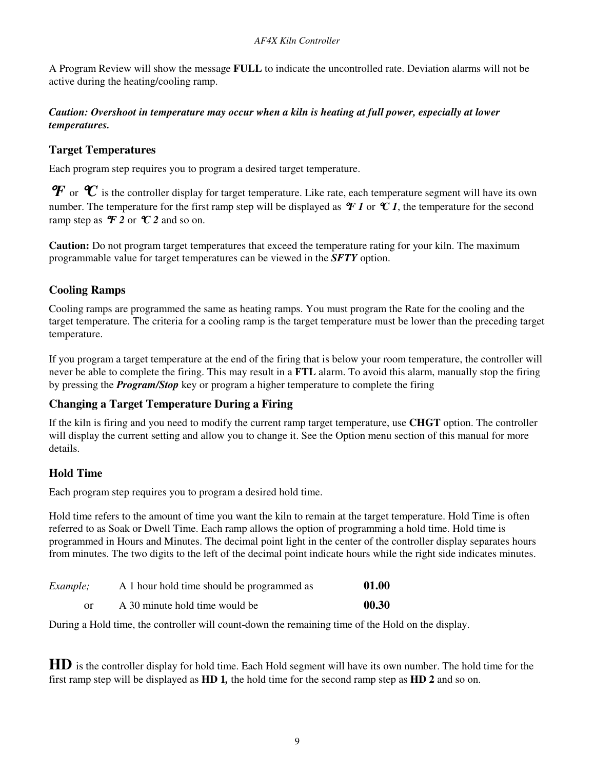A Program Review will show the message **FULL** to indicate the uncontrolled rate. Deviation alarms will not be active during the heating/cooling ramp.

***Caution: Overshoot in temperature may occur when a kiln is heating at full power, especially at lower temperatures.***

## Target Temperatures

Each program step requires you to program a desired target temperature.

***°F*** or ***°C*** is the controller display for target temperature. Like rate, each temperature segment will have its own number. The temperature for the first ramp step will be displayed as ***°F 1*** or ***°C 1***, the temperature for the second ramp step as ***°F 2*** or ***°C 2*** and so on.

**Caution:** Do not program target temperatures that exceed the temperature rating for your kiln. The maximum programmable value for target temperatures can be viewed in the ***SFTY*** option.

## Cooling Ramps

Cooling ramps are programmed the same as heating ramps. You must program the Rate for the cooling and the target temperature. The criteria for a cooling ramp is the target temperature must be lower than the preceding target temperature.

If you program a target temperature at the end of the firing that is below your room temperature, the controller will never be able to complete the firing. This may result in a **FTL** alarm. To avoid this alarm, manually stop the firing by pressing the ***Program/Stop*** key or program a higher temperature to complete the firing

## Changing a Target Temperature During a Firing

If the kiln is firing and you need to modify the current ramp target temperature, use **CHGT** option. The controller will display the current setting and allow you to change it. See the Option menu section of this manual for more details.

## Hold Time

Each program step requires you to program a desired hold time.

Hold time refers to the amount of time you want the kiln to remain at the target temperature. Hold Time is often referred to as Soak or Dwell Time. Each ramp allows the option of programming a hold time. Hold time is programmed in Hours and Minutes. The decimal point light in the center of the controller display separates hours from minutes. The two digits to the left of the decimal point indicate hours while the right side indicates minutes.

| | | |
|---|---|---|
| *Example;* | A 1 hour hold time should be programmed as | **01.00** |
| or | A 30 minute hold time would be | **00.30** |

During a Hold time, the controller will count-down the remaining time of the Hold on the display.

**HD** is the controller display for hold time. Each Hold segment will have its own number. The hold time for the first ramp step will be displayed as **HD 1,** the hold time for the second ramp step as **HD 2** and so on.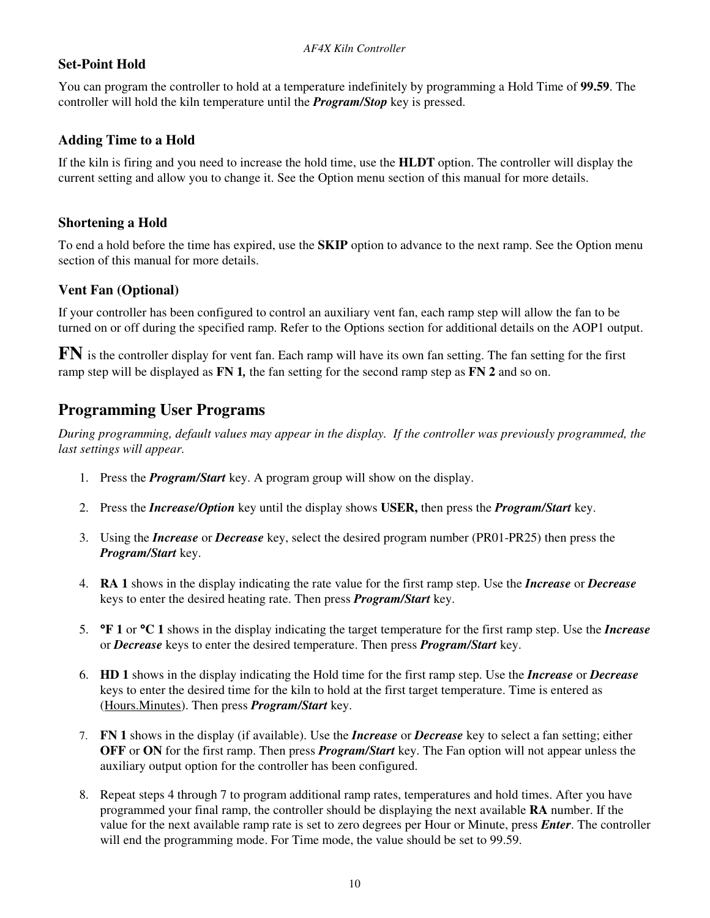### Set-Point Hold

You can program the controller to hold at a temperature indefinitely by programming a Hold Time of **99.59**. The controller will hold the kiln temperature until the ***Program/Stop*** key is pressed.

### Adding Time to a Hold

If the kiln is firing and you need to increase the hold time, use the **HLDT** option. The controller will display the current setting and allow you to change it. See the Option menu section of this manual for more details.

### Shortening a Hold

To end a hold before the time has expired, use the **SKIP** option to advance to the next ramp. See the Option menu section of this manual for more details.

### Vent Fan (Optional)

If your controller has been configured to control an auxiliary vent fan, each ramp step will allow the fan to be turned on or off during the specified ramp. Refer to the Options section for additional details on the AOP1 output.

**FN** is the controller display for vent fan. Each ramp will have its own fan setting. The fan setting for the first ramp step will be displayed as **FN 1,** the fan setting for the second ramp step as **FN 2** and so on.

## Programming User Programs

*During programming, default values may appear in the display. If the controller was previously programmed, the last settings will appear.*

1. Press the ***Program/Start*** key. A program group will show on the display.
2. Press the ***Increase/Option*** key until the display shows **USER,** then press the ***Program/Start*** key.
3. Using the ***Increase*** or ***Decrease*** key, select the desired program number (PR01-PR25) then press the ***Program/Start*** key.
4. **RA 1** shows in the display indicating the rate value for the first ramp step. Use the ***Increase*** or ***Decrease*** keys to enter the desired heating rate. Then press ***Program/Start*** key.
5. **°F 1** or **°C 1** shows in the display indicating the target temperature for the first ramp step. Use the ***Increase*** or ***Decrease*** keys to enter the desired temperature. Then press ***Program/Start*** key.
6. **HD 1** shows in the display indicating the Hold time for the first ramp step. Use the ***Increase*** or ***Decrease*** keys to enter the desired time for the kiln to hold at the first target temperature. Time is entered as (Hours.Minutes). Then press ***Program/Start*** key.
7. **FN 1** shows in the display (if available). Use the ***Increase*** or ***Decrease*** key to select a fan setting; either **OFF** or **ON** for the first ramp. Then press ***Program/Start*** key. The Fan option will not appear unless the auxiliary output option for the controller has been configured.
8. Repeat steps 4 through 7 to program additional ramp rates, temperatures and hold times. After you have programmed your final ramp, the controller should be displaying the next available **RA** number. If the value for the next available ramp rate is set to zero degrees per Hour or Minute, press ***Enter***. The controller will end the programming mode. For Time mode, the value should be set to 99.59.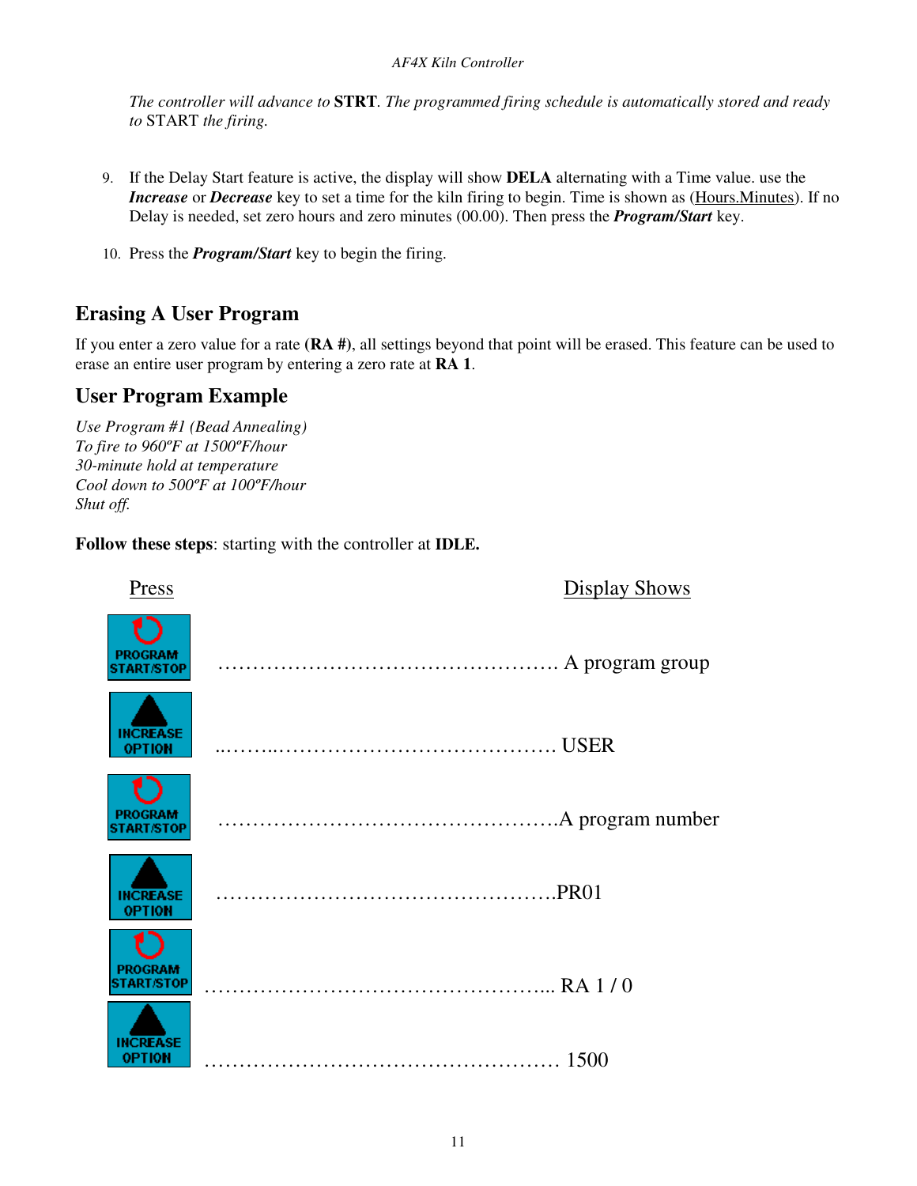*The controller will advance to* **STRT**. *The programmed firing schedule is automatically stored and ready to* START *the firing.*

9. If the Delay Start feature is active, the display will show **DELA** alternating with a Time value. use the ***Increase*** or ***Decrease*** key to set a time for the kiln firing to begin. Time is shown as (Hours.Minutes). If no Delay is needed, set zero hours and zero minutes (00.00). Then press the ***Program/Start*** key.

10. Press the ***Program/Start*** key to begin the firing.

## Erasing A User Program

If you enter a zero value for a rate **(RA #)**, all settings beyond that point will be erased. This feature can be used to erase an entire user program by entering a zero rate at **RA 1**.

## User Program Example

*Use Program #1 (Bead Annealing)*
*To fire to 960ºF at 1500ºF/hour*
*30-minute hold at temperature*
*Cool down to 500ºF at 100ºF/hour*
*Shut off.*

**Follow these steps**: starting with the controller at **IDLE.**

| Press | Display Shows |
| --- | --- |
| PROGRAM START/STOP | A program group |
| INCREASE OPTION | USER |
| PROGRAM START/STOP | A program number |
| INCREASE OPTION | PR01 |
| PROGRAM START/STOP | RA 1 / 0 |
| INCREASE OPTION | 1500 |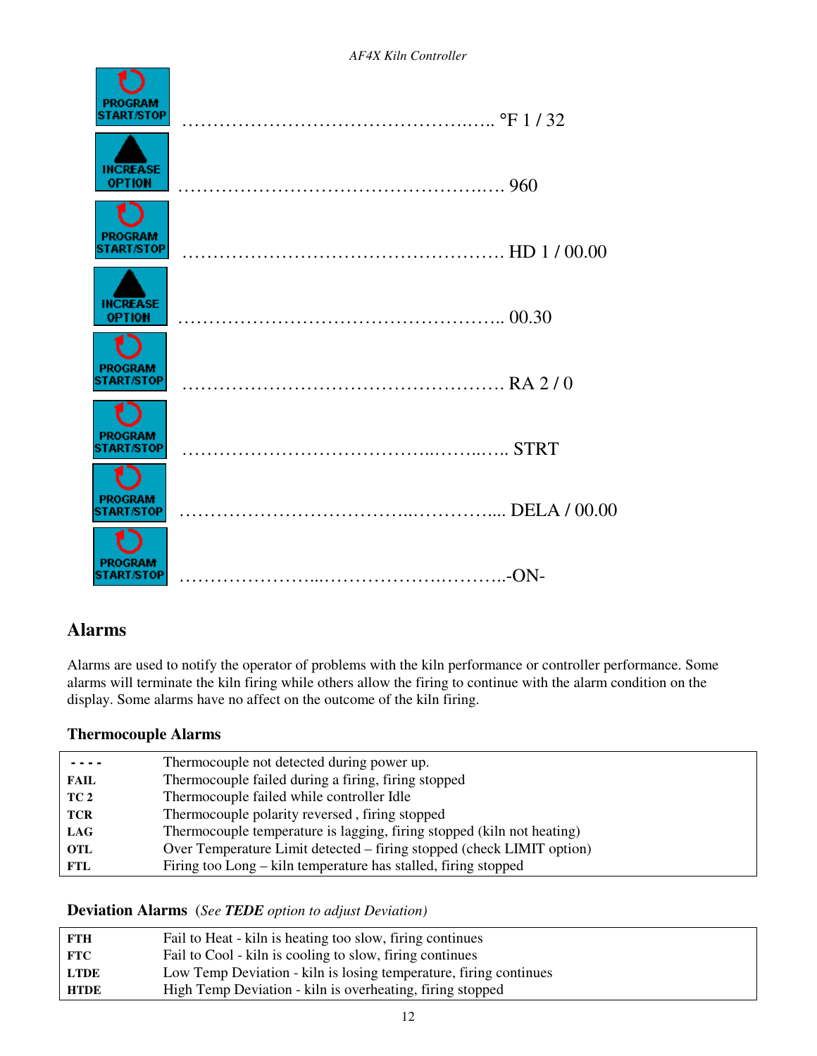| Button | Display |
|---|---|
| PROGRAM START/STOP | °F 1 / 32 |
| INCREASE OPTION | 960 |
| PROGRAM START/STOP | HD 1 / 00.00 |
| INCREASE OPTION | 00.30 |
| PROGRAM START/STOP | RA 2 / 0 |
| PROGRAM START/STOP | STRT |
| PROGRAM START/STOP | DELA / 00.00 |
| PROGRAM START/STOP | -ON- |

## Alarms

Alarms are used to notify the operator of problems with the kiln performance or controller performance. Some alarms will terminate the kiln firing while others allow the firing to continue with the alarm condition on the display. Some alarms have no affect on the outcome of the kiln firing.

### Thermocouple Alarms

| Alarm | Description |
|---|---|
| **- - - -** | Thermocouple not detected during power up. |
| **FAIL** | Thermocouple failed during a firing, firing stopped |
| **TC 2** | Thermocouple failed while controller Idle |
| **TCR** | Thermocouple polarity reversed , firing stopped |
| **LAG** | Thermocouple temperature is lagging, firing stopped (kiln not heating) |
| **OTL** | Over Temperature Limit detected – firing stopped (check LIMIT option) |
| **FTL** | Firing too Long – kiln temperature has stalled, firing stopped |

### Deviation Alarms (*See **TEDE** option to adjust Deviation*)

| Alarm | Description |
|---|---|
| **FTH** | Fail to Heat - kiln is heating too slow, firing continues |
| **FTC** | Fail to Cool - kiln is cooling to slow, firing continues |
| **LTDE** | Low Temp Deviation - kiln is losing temperature, firing continues |
| **HTDE** | High Temp Deviation - kiln is overheating, firing stopped |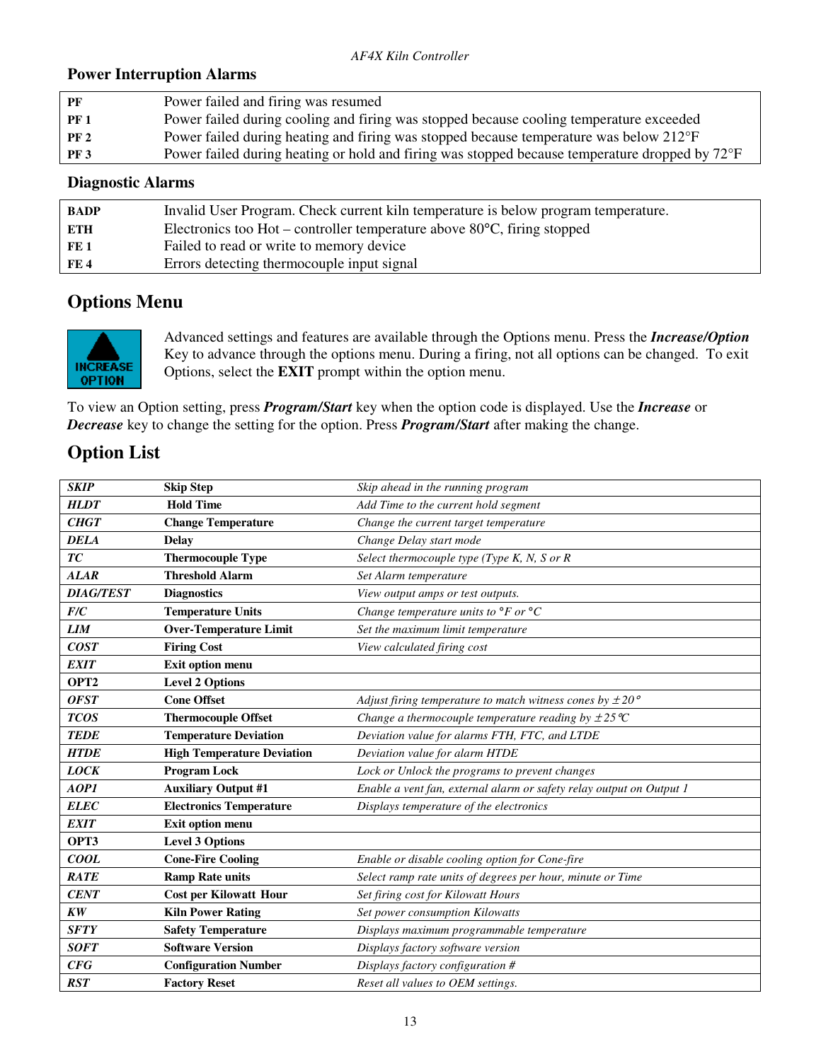## Power Interruption Alarms

| | |
|---|---|
| **PF** | Power failed and firing was resumed |
| **PF 1** | Power failed during cooling and firing was stopped because cooling temperature exceeded |
| **PF 2** | Power failed during heating and firing was stopped because temperature was below 212°F |
| **PF 3** | Power failed during heating or hold and firing was stopped because temperature dropped by 72°F |

## Diagnostic Alarms

| | |
|---|---|
| **BADP** | Invalid User Program. Check current kiln temperature is below program temperature. |
| **ETH** | Electronics too Hot – controller temperature above 80°C, firing stopped |
| **FE 1** | Failed to read or write to memory device |
| **FE 4** | Errors detecting thermocouple input signal |

# Options Menu

INCREASE OPTION

Advanced settings and features are available through the Options menu. Press the ***Increase/Option*** Key to advance through the options menu. During a firing, not all options can be changed. To exit Options, select the **EXIT** prompt within the option menu.

To view an Option setting, press ***Program/Start*** key when the option code is displayed. Use the ***Increase*** or ***Decrease*** key to change the setting for the option. Press ***Program/Start*** after making the change.

# Option List

| | | |
|---|---|---|
| ***SKIP*** | **Skip Step** | *Skip ahead in the running program* |
| ***HLDT*** | **Hold Time** | *Add Time to the current hold segment* |
| ***CHGT*** | **Change Temperature** | *Change the current target temperature* |
| ***DELA*** | **Delay** | *Change Delay start mode* |
| ***TC*** | **Thermocouple Type** | *Select thermocouple type (Type K, N, S or R* |
| ***ALAR*** | **Threshold Alarm** | *Set Alarm temperature* |
| ***DIAG/TEST*** | **Diagnostics** | *View output amps or test outputs.* |
| ***F/C*** | **Temperature Units** | *Change temperature units to °F or °C* |
| ***LIM*** | **Over-Temperature Limit** | *Set the maximum limit temperature* |
| ***COST*** | **Firing Cost** | *View calculated firing cost* |
| ***EXIT*** | **Exit option menu** | |
| **OPT2** | **Level 2 Options** | |
| ***OFST*** | **Cone Offset** | *Adjust firing temperature to match witness cones by ±20°* |
| ***TCOS*** | **Thermocouple Offset** | *Change a thermocouple temperature reading by ±25°C* |
| ***TEDE*** | **Temperature Deviation** | *Deviation value for alarms FTH, FTC, and LTDE* |
| ***HTDE*** | **High Temperature Deviation** | *Deviation value for alarm HTDE* |
| ***LOCK*** | **Program Lock** | *Lock or Unlock the programs to prevent changes* |
| ***AOP1*** | **Auxiliary Output #1** | *Enable a vent fan, external alarm or safety relay output on Output 1* |
| ***ELEC*** | **Electronics Temperature** | *Displays temperature of the electronics* |
| ***EXIT*** | **Exit option menu** | |
| **OPT3** | **Level 3 Options** | |
| ***COOL*** | **Cone-Fire Cooling** | *Enable or disable cooling option for Cone-fire* |
| ***RATE*** | **Ramp Rate units** | *Select ramp rate units of degrees per hour, minute or Time* |
| ***CENT*** | **Cost per Kilowatt Hour** | *Set firing cost for Kilowatt Hours* |
| ***KW*** | **Kiln Power Rating** | *Set power consumption Kilowatts* |
| ***SFTY*** | **Safety Temperature** | *Displays maximum programmable temperature* |
| ***SOFT*** | **Software Version** | *Displays factory software version* |
| ***CFG*** | **Configuration Number** | *Displays factory configuration #* |
| ***RST*** | **Factory Reset** | *Reset all values to OEM settings.* |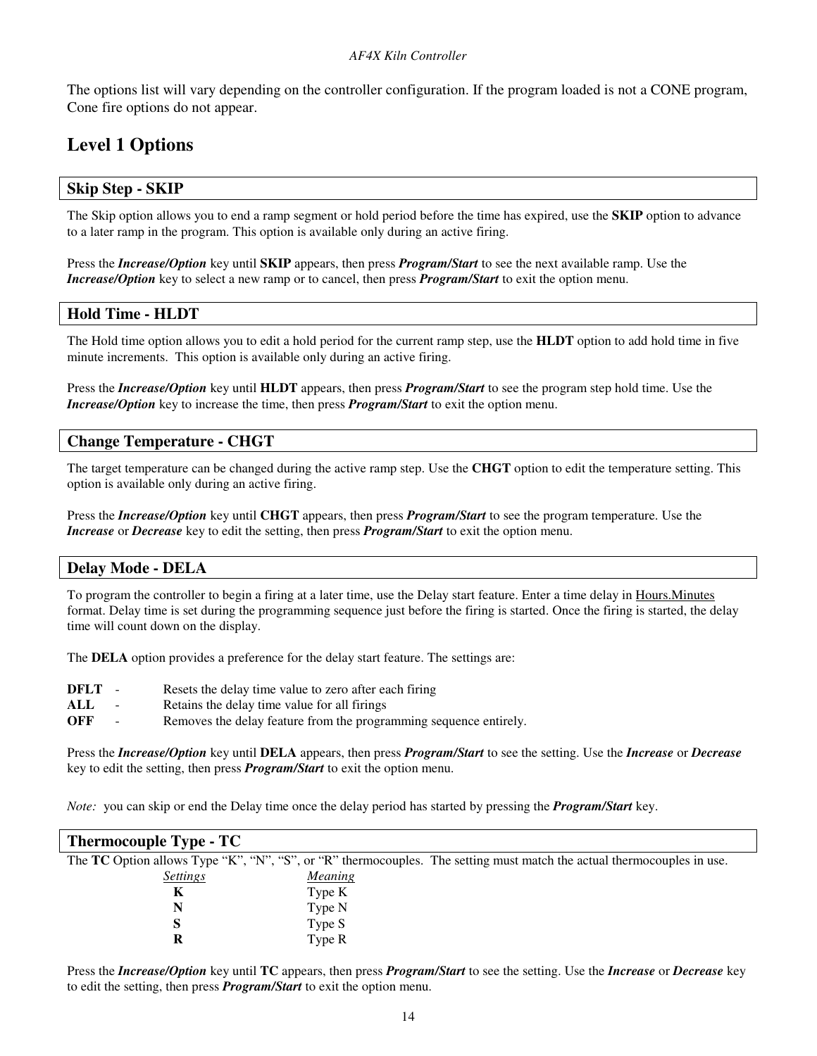The options list will vary depending on the controller configuration. If the program loaded is not a CONE program, Cone fire options do not appear.

## Level 1 Options

### Skip Step - SKIP

The Skip option allows you to end a ramp segment or hold period before the time has expired, use the **SKIP** option to advance to a later ramp in the program. This option is available only during an active firing.

Press the ***Increase/Option*** key until **SKIP** appears, then press ***Program/Start*** to see the next available ramp. Use the ***Increase/Option*** key to select a new ramp or to cancel, then press ***Program/Start*** to exit the option menu.

### Hold Time - HLDT

The Hold time option allows you to edit a hold period for the current ramp step, use the **HLDT** option to add hold time in five minute increments. This option is available only during an active firing.

Press the ***Increase/Option*** key until **HLDT** appears, then press ***Program/Start*** to see the program step hold time. Use the ***Increase/Option*** key to increase the time, then press ***Program/Start*** to exit the option menu.

### Change Temperature - CHGT

The target temperature can be changed during the active ramp step. Use the **CHGT** option to edit the temperature setting. This option is available only during an active firing.

Press the ***Increase/Option*** key until **CHGT** appears, then press ***Program/Start*** to see the program temperature. Use the ***Increase*** or ***Decrease*** key to edit the setting, then press ***Program/Start*** to exit the option menu.

### Delay Mode - DELA

To program the controller to begin a firing at a later time, use the Delay start feature. Enter a time delay in Hours.Minutes format. Delay time is set during the programming sequence just before the firing is started. Once the firing is started, the delay time will count down on the display.

The **DELA** option provides a preference for the delay start feature. The settings are:

**DFLT** - Resets the delay time value to zero after each firing
**ALL** - Retains the delay time value for all firings
**OFF** - Removes the delay feature from the programming sequence entirely.

Press the ***Increase/Option*** key until **DELA** appears, then press ***Program/Start*** to see the setting. Use the ***Increase*** or ***Decrease*** key to edit the setting, then press ***Program/Start*** to exit the option menu.

*Note:* you can skip or end the Delay time once the delay period has started by pressing the ***Program/Start*** key.

### Thermocouple Type - TC

The **TC** Option allows Type "K", "N", "S", or "R" thermocouples. The setting must match the actual thermocouples in use.

| Settings | Meaning |
|---|---|
| **K** | Type K |
| **N** | Type N |
| **S** | Type S |
| **R** | Type R |

Press the ***Increase/Option*** key until **TC** appears, then press ***Program/Start*** to see the setting. Use the ***Increase*** or ***Decrease*** key to edit the setting, then press ***Program/Start*** to exit the option menu.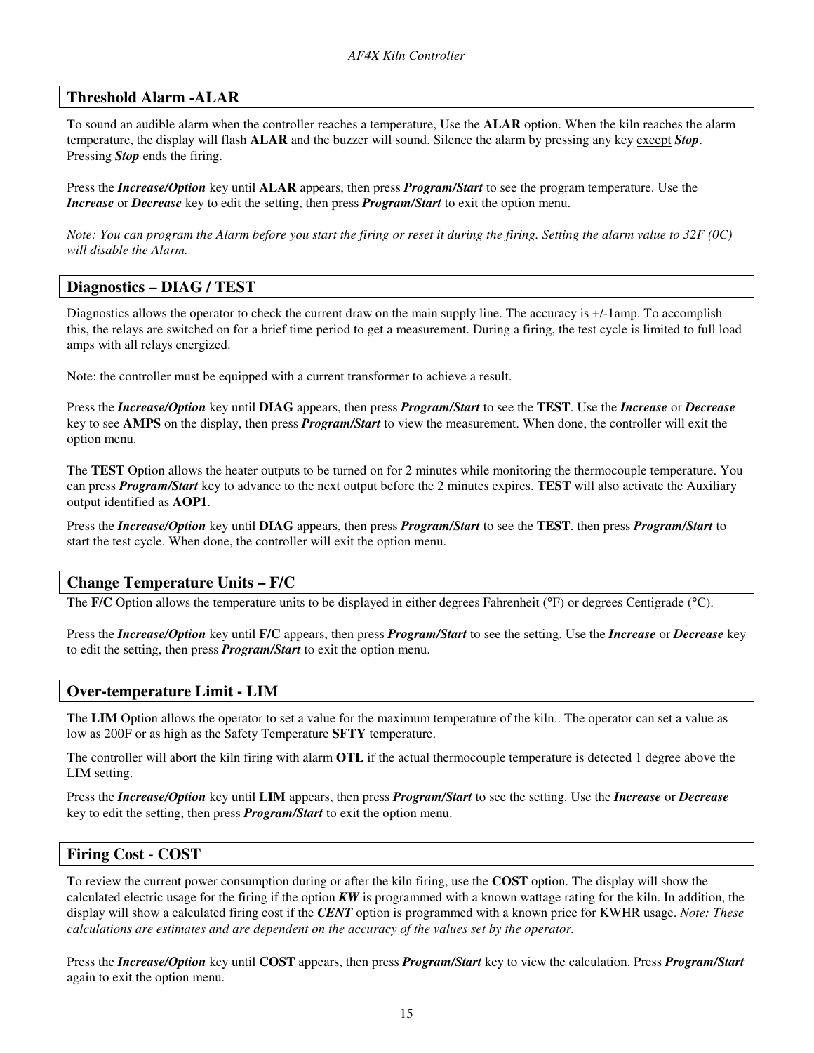## Threshold Alarm -ALAR

To sound an audible alarm when the controller reaches a temperature, Use the **ALAR** option. When the kiln reaches the alarm temperature, the display will flash **ALAR** and the buzzer will sound. Silence the alarm by pressing any key except ***Stop***. Pressing ***Stop*** ends the firing.

Press the ***Increase/Option*** key until **ALAR** appears, then press ***Program/Start*** to see the program temperature. Use the ***Increase*** or ***Decrease*** key to edit the setting, then press ***Program/Start*** to exit the option menu.

*Note: You can program the Alarm before you start the firing or reset it during the firing. Setting the alarm value to 32F (0C) will disable the Alarm.*

## Diagnostics – DIAG / TEST

Diagnostics allows the operator to check the current draw on the main supply line. The accuracy is +/-1amp. To accomplish this, the relays are switched on for a brief time period to get a measurement. During a firing, the test cycle is limited to full load amps with all relays energized.

Note: the controller must be equipped with a current transformer to achieve a result.

Press the ***Increase/Option*** key until **DIAG** appears, then press ***Program/Start*** to see the **TEST**. Use the ***Increase*** or ***Decrease*** key to see **AMPS** on the display, then press ***Program/Start*** to view the measurement. When done, the controller will exit the option menu.

The **TEST** Option allows the heater outputs to be turned on for 2 minutes while monitoring the thermocouple temperature. You can press ***Program/Start*** key to advance to the next output before the 2 minutes expires. **TEST** will also activate the Auxiliary output identified as **AOP1**.

Press the ***Increase/Option*** key until **DIAG** appears, then press ***Program/Start*** to see the **TEST**. then press ***Program/Start*** to start the test cycle. When done, the controller will exit the option menu.

## Change Temperature Units – F/C

The **F/C** Option allows the temperature units to be displayed in either degrees Fahrenheit (°F) or degrees Centigrade (°C).

Press the ***Increase/Option*** key until **F/C** appears, then press ***Program/Start*** to see the setting. Use the ***Increase*** or ***Decrease*** key to edit the setting, then press ***Program/Start*** to exit the option menu.

## Over-temperature Limit - LIM

The **LIM** Option allows the operator to set a value for the maximum temperature of the kiln.. The operator can set a value as low as 200F or as high as the Safety Temperature **SFTY** temperature.

The controller will abort the kiln firing with alarm **OTL** if the actual thermocouple temperature is detected 1 degree above the LIM setting.

Press the ***Increase/Option*** key until **LIM** appears, then press ***Program/Start*** to see the setting. Use the ***Increase*** or ***Decrease*** key to edit the setting, then press ***Program/Start*** to exit the option menu.

## Firing Cost - COST

To review the current power consumption during or after the kiln firing, use the **COST** option. The display will show the calculated electric usage for the firing if the option ***KW*** is programmed with a known wattage rating for the kiln. In addition, the display will show a calculated firing cost if the ***CENT*** option is programmed with a known price for KWHR usage. *Note: These calculations are estimates and are dependent on the accuracy of the values set by the operator.*

Press the ***Increase/Option*** key until **COST** appears, then press ***Program/Start*** key to view the calculation. Press ***Program/Start*** again to exit the option menu.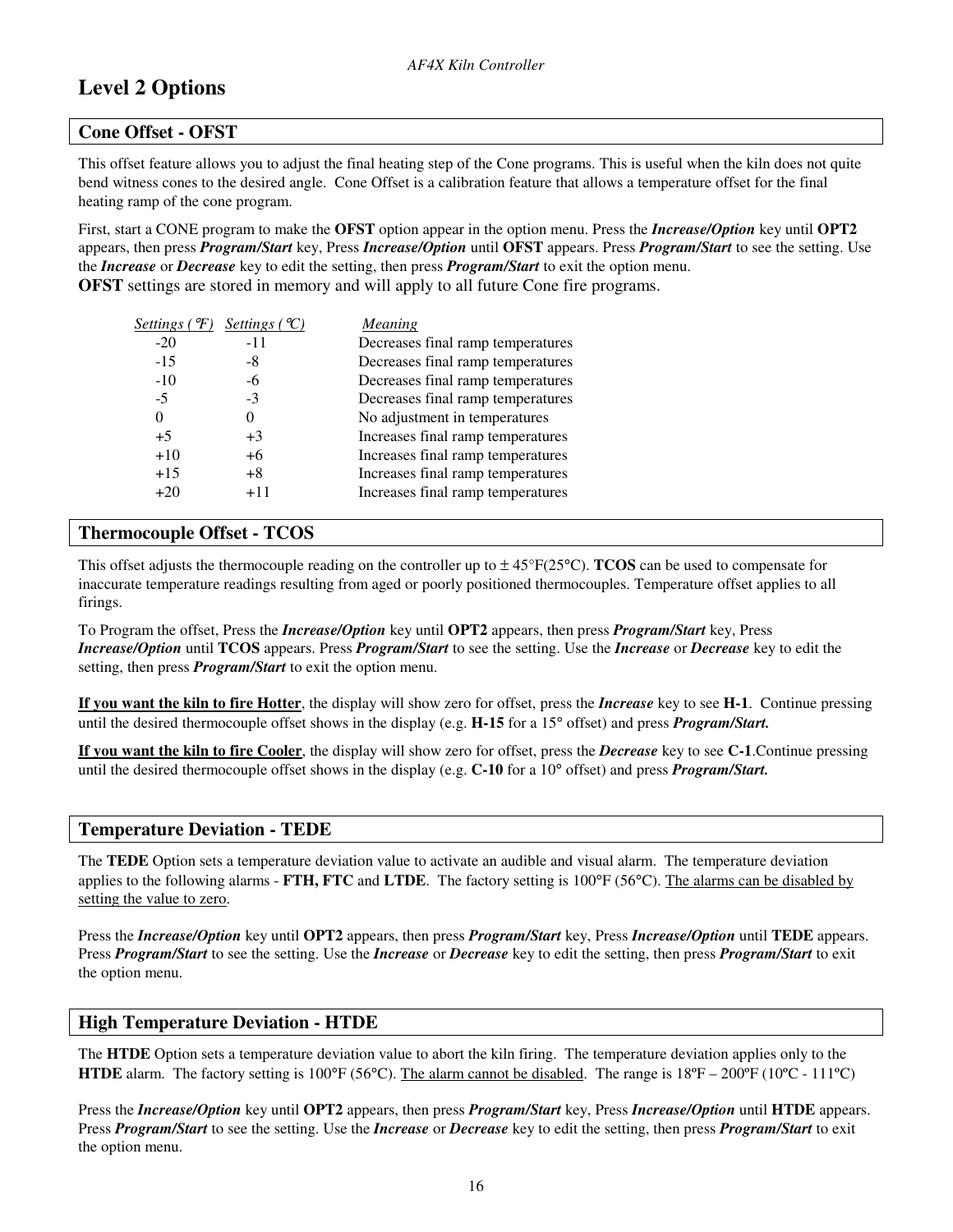# Level 2 Options

## Cone Offset - OFST

This offset feature allows you to adjust the final heating step of the Cone programs. This is useful when the kiln does not quite bend witness cones to the desired angle. Cone Offset is a calibration feature that allows a temperature offset for the final heating ramp of the cone program.

First, start a CONE program to make the **OFST** option appear in the option menu. Press the ***Increase/Option*** key until **OPT2** appears, then press ***Program/Start*** key, Press ***Increase/Option*** until **OFST** appears. Press ***Program/Start*** to see the setting. Use the ***Increase*** or ***Decrease*** key to edit the setting, then press ***Program/Start*** to exit the option menu.

**OFST** settings are stored in memory and will apply to all future Cone fire programs.

| *Settings (°F)* | *Settings (°C)* | *Meaning* |
|---|---|---|
| -20 | -11 | Decreases final ramp temperatures |
| -15 | -8 | Decreases final ramp temperatures |
| -10 | -6 | Decreases final ramp temperatures |
| -5 | -3 | Decreases final ramp temperatures |
| 0 | 0 | No adjustment in temperatures |
| +5 | +3 | Increases final ramp temperatures |
| +10 | +6 | Increases final ramp temperatures |
| +15 | +8 | Increases final ramp temperatures |
| +20 | +11 | Increases final ramp temperatures |

## Thermocouple Offset - TCOS

This offset adjusts the thermocouple reading on the controller up to ± 45°F(25°C). **TCOS** can be used to compensate for inaccurate temperature readings resulting from aged or poorly positioned thermocouples. Temperature offset applies to all firings.

To Program the offset, Press the ***Increase/Option*** key until **OPT2** appears, then press ***Program/Start*** key, Press ***Increase/Option*** until **TCOS** appears. Press ***Program/Start*** to see the setting. Use the ***Increase*** or ***Decrease*** key to edit the setting, then press ***Program/Start*** to exit the option menu.

**If you want the kiln to fire Hotter**, the display will show zero for offset, press the ***Increase*** key to see **H-1**. Continue pressing until the desired thermocouple offset shows in the display (e.g. **H-15** for a 15° offset) and press ***Program/Start.***

**If you want the kiln to fire Cooler**, the display will show zero for offset, press the ***Decrease*** key to see **C-1**.Continue pressing until the desired thermocouple offset shows in the display (e.g. **C-10** for a 10° offset) and press ***Program/Start.***

## Temperature Deviation - TEDE

The **TEDE** Option sets a temperature deviation value to activate an audible and visual alarm. The temperature deviation applies to the following alarms - **FTH, FTC** and **LTDE**. The factory setting is 100°F (56°C). The alarms can be disabled by setting the value to zero.

Press the ***Increase/Option*** key until **OPT2** appears, then press ***Program/Start*** key, Press ***Increase/Option*** until **TEDE** appears. Press ***Program/Start*** to see the setting. Use the ***Increase*** or ***Decrease*** key to edit the setting, then press ***Program/Start*** to exit the option menu.

## High Temperature Deviation - HTDE

The **HTDE** Option sets a temperature deviation value to abort the kiln firing. The temperature deviation applies only to the **HTDE** alarm. The factory setting is 100°F (56°C). The alarm cannot be disabled. The range is 18ºF – 200ºF (10ºC - 111ºC)

Press the ***Increase/Option*** key until **OPT2** appears, then press ***Program/Start*** key, Press ***Increase/Option*** until **HTDE** appears. Press ***Program/Start*** to see the setting. Use the ***Increase*** or ***Decrease*** key to edit the setting, then press ***Program/Start*** to exit the option menu.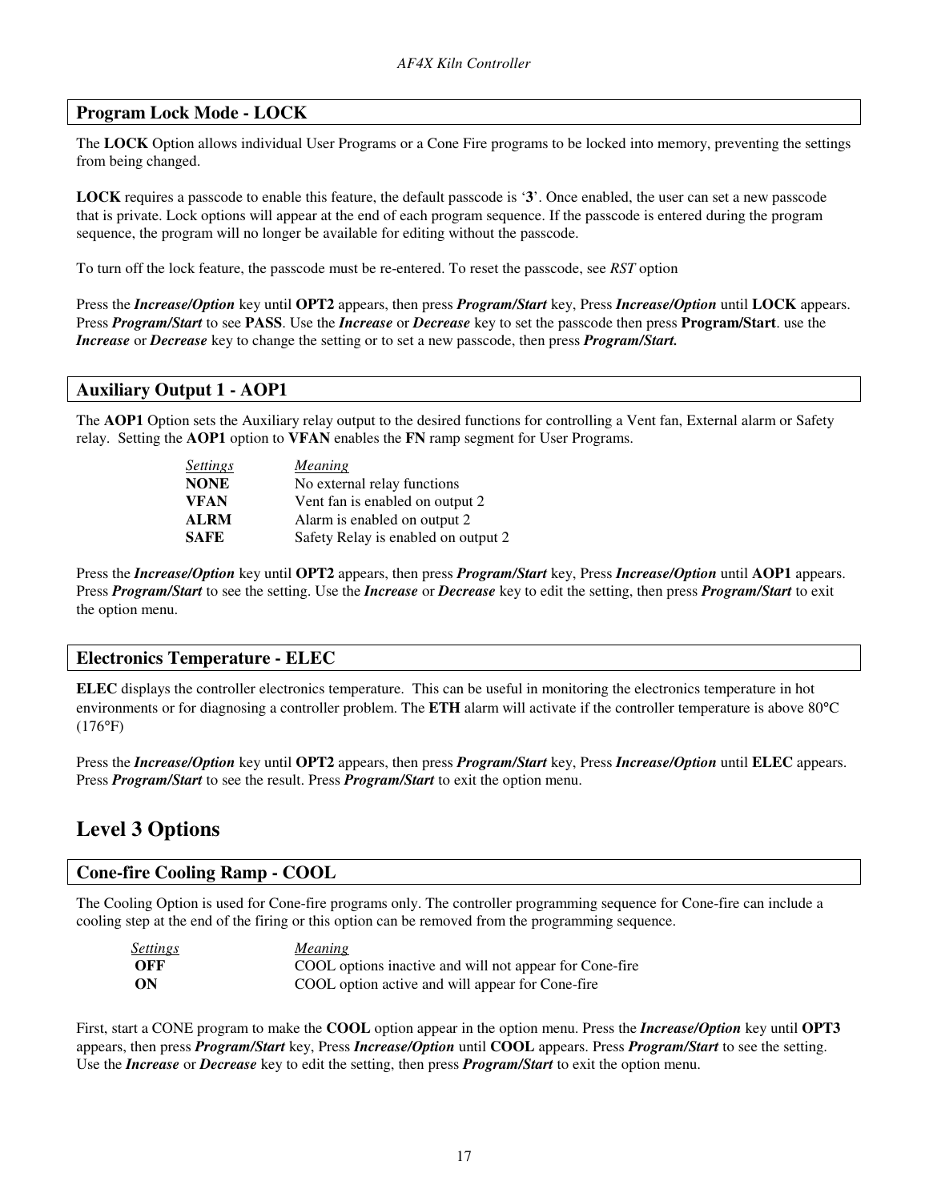## Program Lock Mode - LOCK

The **LOCK** Option allows individual User Programs or a Cone Fire programs to be locked into memory, preventing the settings from being changed.

**LOCK** requires a passcode to enable this feature, the default passcode is '**3**'. Once enabled, the user can set a new passcode that is private. Lock options will appear at the end of each program sequence. If the passcode is entered during the program sequence, the program will no longer be available for editing without the passcode.

To turn off the lock feature, the passcode must be re-entered. To reset the passcode, see *RST* option

Press the ***Increase/Option*** key until **OPT2** appears, then press ***Program/Start*** key, Press ***Increase/Option*** until **LOCK** appears. Press ***Program/Start*** to see **PASS**. Use the ***Increase*** or ***Decrease*** key to set the passcode then press **Program/Start**. use the ***Increase*** or ***Decrease*** key to change the setting or to set a new passcode, then press ***Program/Start.***

## Auxiliary Output 1 - AOP1

The **AOP1** Option sets the Auxiliary relay output to the desired functions for controlling a Vent fan, External alarm or Safety relay. Setting the **AOP1** option to **VFAN** enables the **FN** ramp segment for User Programs.

| Settings | Meaning |
|---|---|
| **NONE** | No external relay functions |
| **VFAN** | Vent fan is enabled on output 2 |
| **ALRM** | Alarm is enabled on output 2 |
| **SAFE** | Safety Relay is enabled on output 2 |

Press the ***Increase/Option*** key until **OPT2** appears, then press ***Program/Start*** key, Press ***Increase/Option*** until **AOP1** appears. Press ***Program/Start*** to see the setting. Use the ***Increase*** or ***Decrease*** key to edit the setting, then press ***Program/Start*** to exit the option menu.

## Electronics Temperature - ELEC

**ELEC** displays the controller electronics temperature. This can be useful in monitoring the electronics temperature in hot environments or for diagnosing a controller problem. The **ETH** alarm will activate if the controller temperature is above 80°C (176°F)

Press the ***Increase/Option*** key until **OPT2** appears, then press ***Program/Start*** key, Press ***Increase/Option*** until **ELEC** appears. Press ***Program/Start*** to see the result. Press ***Program/Start*** to exit the option menu.

# Level 3 Options

## Cone-fire Cooling Ramp - COOL

The Cooling Option is used for Cone-fire programs only. The controller programming sequence for Cone-fire can include a cooling step at the end of the firing or this option can be removed from the programming sequence.

| Settings | Meaning |
|---|---|
| **OFF** | COOL options inactive and will not appear for Cone-fire |
| **ON** | COOL option active and will appear for Cone-fire |

First, start a CONE program to make the **COOL** option appear in the option menu. Press the ***Increase/Option*** key until **OPT3** appears, then press ***Program/Start*** key, Press ***Increase/Option*** until **COOL** appears. Press ***Program/Start*** to see the setting. Use the ***Increase*** or ***Decrease*** key to edit the setting, then press ***Program/Start*** to exit the option menu.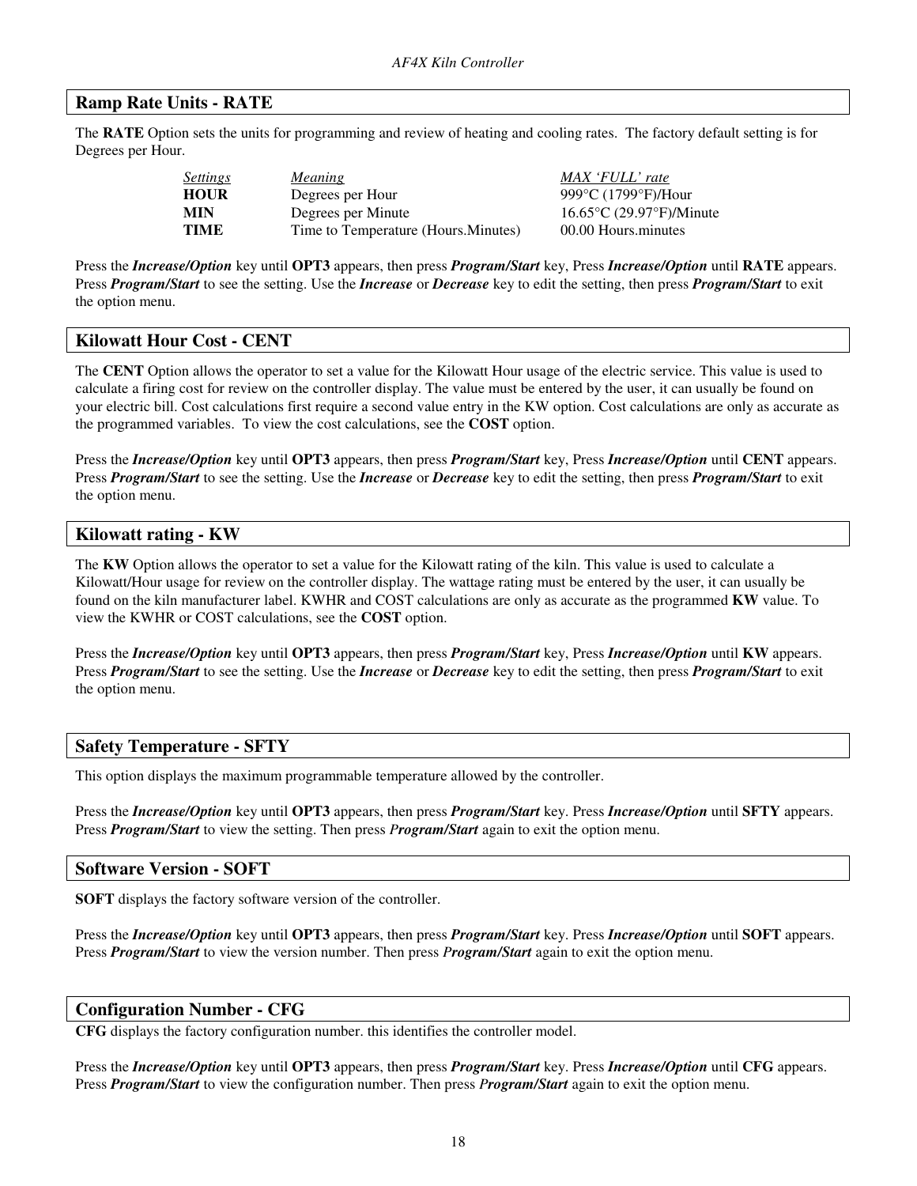## Ramp Rate Units - RATE

The **RATE** Option sets the units for programming and review of heating and cooling rates. The factory default setting is for Degrees per Hour.

| *Settings* | *Meaning* | *MAX 'FULL' rate* |
|---|---|---|
| **HOUR** | Degrees per Hour | 999°C (1799°F)/Hour |
| **MIN** | Degrees per Minute | 16.65°C (29.97°F)/Minute |
| **TIME** | Time to Temperature (Hours.Minutes) | 00.00 Hours.minutes |

Press the ***Increase/Option*** key until **OPT3** appears, then press ***Program/Start*** key, Press ***Increase/Option*** until **RATE** appears. Press ***Program/Start*** to see the setting. Use the ***Increase*** or ***Decrease*** key to edit the setting, then press ***Program/Start*** to exit the option menu.

## Kilowatt Hour Cost - CENT

The **CENT** Option allows the operator to set a value for the Kilowatt Hour usage of the electric service. This value is used to calculate a firing cost for review on the controller display. The value must be entered by the user, it can usually be found on your electric bill. Cost calculations first require a second value entry in the KW option. Cost calculations are only as accurate as the programmed variables. To view the cost calculations, see the **COST** option.

Press the ***Increase/Option*** key until **OPT3** appears, then press ***Program/Start*** key, Press ***Increase/Option*** until **CENT** appears. Press ***Program/Start*** to see the setting. Use the ***Increase*** or ***Decrease*** key to edit the setting, then press ***Program/Start*** to exit the option menu.

## Kilowatt rating - KW

The **KW** Option allows the operator to set a value for the Kilowatt rating of the kiln. This value is used to calculate a Kilowatt/Hour usage for review on the controller display. The wattage rating must be entered by the user, it can usually be found on the kiln manufacturer label. KWHR and COST calculations are only as accurate as the programmed **KW** value. To view the KWHR or COST calculations, see the **COST** option.

Press the ***Increase/Option*** key until **OPT3** appears, then press ***Program/Start*** key, Press ***Increase/Option*** until **KW** appears. Press ***Program/Start*** to see the setting. Use the ***Increase*** or ***Decrease*** key to edit the setting, then press ***Program/Start*** to exit the option menu.

## Safety Temperature - SFTY

This option displays the maximum programmable temperature allowed by the controller.

Press the ***Increase/Option*** key until **OPT3** appears, then press ***Program/Start*** key. Press ***Increase/Option*** until **SFTY** appears. Press ***Program/Start*** to view the setting. Then press ***Program/Start*** again to exit the option menu.

## Software Version - SOFT

**SOFT** displays the factory software version of the controller.

Press the ***Increase/Option*** key until **OPT3** appears, then press ***Program/Start*** key. Press ***Increase/Option*** until **SOFT** appears. Press ***Program/Start*** to view the version number. Then press ***Program/Start*** again to exit the option menu.

## Configuration Number - CFG

**CFG** displays the factory configuration number. this identifies the controller model.

Press the ***Increase/Option*** key until **OPT3** appears, then press ***Program/Start*** key. Press ***Increase/Option*** until **CFG** appears. Press ***Program/Start*** to view the configuration number. Then press ***Program/Start*** again to exit the option menu.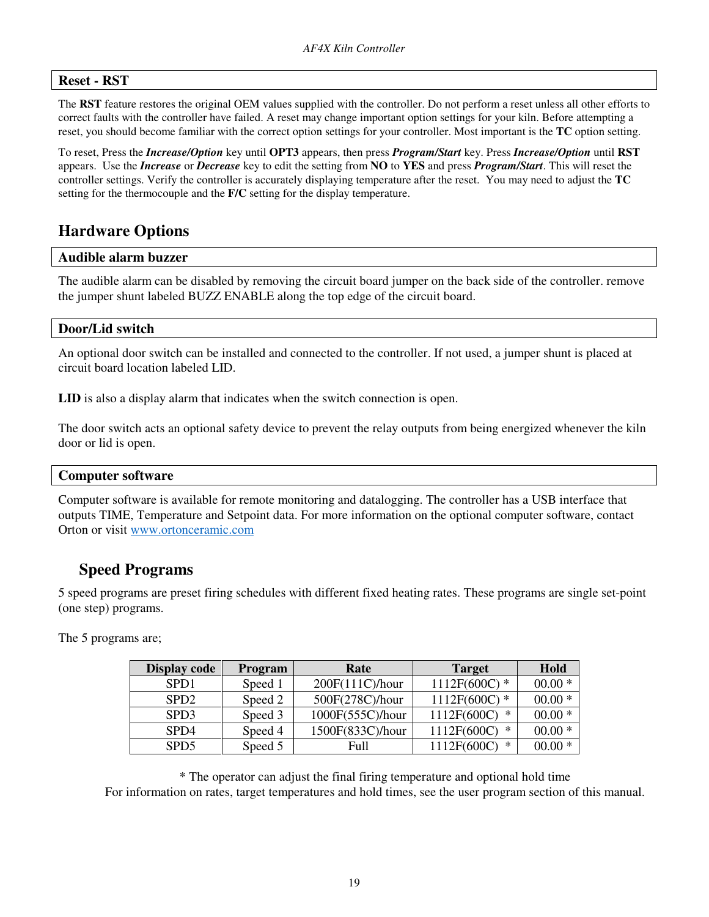### Reset - RST

The **RST** feature restores the original OEM values supplied with the controller. Do not perform a reset unless all other efforts to correct faults with the controller have failed. A reset may change important option settings for your kiln. Before attempting a reset, you should become familiar with the correct option settings for your controller. Most important is the **TC** option setting.

To reset, Press the ***Increase/Option*** key until **OPT3** appears, then press ***Program/Start*** key. Press ***Increase/Option*** until **RST** appears. Use the ***Increase*** or ***Decrease*** key to edit the setting from **NO** to **YES** and press ***Program/Start***. This will reset the controller settings. Verify the controller is accurately displaying temperature after the reset. You may need to adjust the **TC** setting for the thermocouple and the **F/C** setting for the display temperature.

## Hardware Options

### Audible alarm buzzer

The audible alarm can be disabled by removing the circuit board jumper on the back side of the controller. remove the jumper shunt labeled BUZZ ENABLE along the top edge of the circuit board.

### Door/Lid switch

An optional door switch can be installed and connected to the controller. If not used, a jumper shunt is placed at circuit board location labeled LID.

**LID** is also a display alarm that indicates when the switch connection is open.

The door switch acts an optional safety device to prevent the relay outputs from being energized whenever the kiln door or lid is open.

### Computer software

Computer software is available for remote monitoring and datalogging. The controller has a USB interface that outputs TIME, Temperature and Setpoint data. For more information on the optional computer software, contact Orton or visit www.ortonceramic.com

## Speed Programs

5 speed programs are preset firing schedules with different fixed heating rates. These programs are single set-point (one step) programs.

The 5 programs are;

| Display code | Program | Rate | Target | Hold |
|---|---|---|---|---|
| SPD1 | Speed 1 | 200F(111C)/hour | 1112F(600C) * | 00.00 * |
| SPD2 | Speed 2 | 500F(278C)/hour | 1112F(600C) * | 00.00 * |
| SPD3 | Speed 3 | 1000F(555C)/hour | 1112F(600C) * | 00.00 * |
| SPD4 | Speed 4 | 1500F(833C)/hour | 1112F(600C) * | 00.00 * |
| SPD5 | Speed 5 | Full | 1112F(600C) * | 00.00 * |

\* The operator can adjust the final firing temperature and optional hold time
For information on rates, target temperatures and hold times, see the user program section of this manual.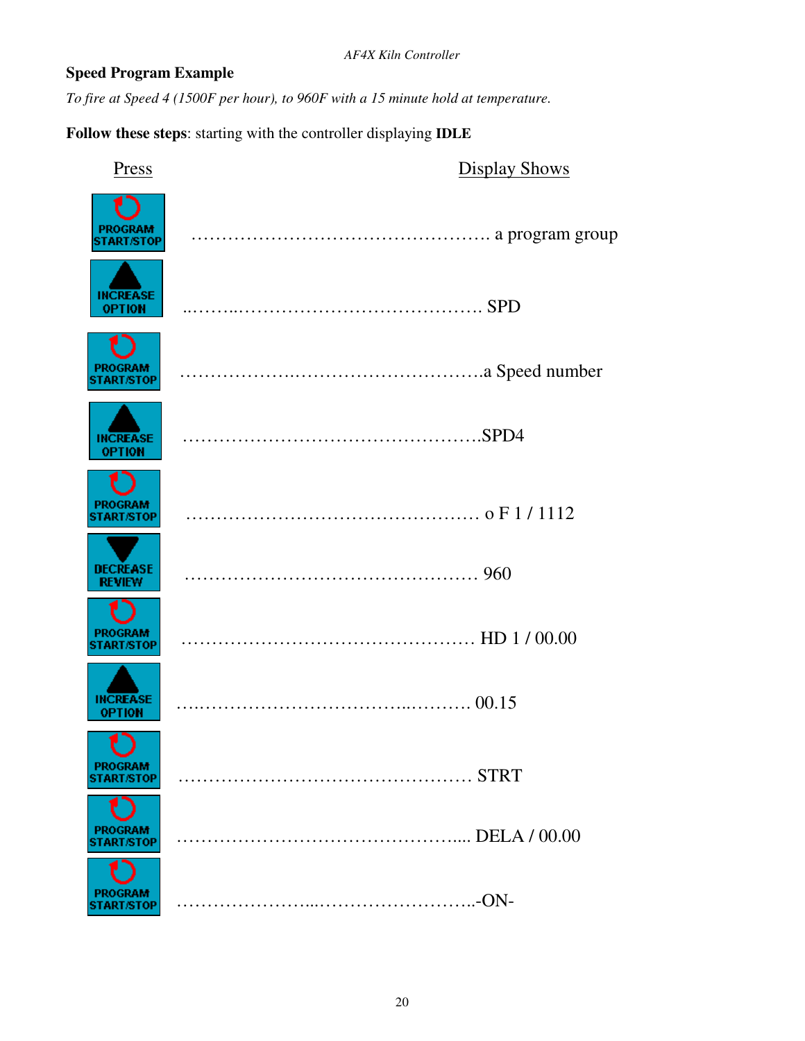## Speed Program Example

*To fire at Speed 4 (1500F per hour), to 960F with a 15 minute hold at temperature.*

**Follow these steps**: starting with the controller displaying **IDLE**

| Press | Display Shows |
| --- | --- |
| PROGRAM START/STOP | a program group |
| INCREASE OPTION | SPD |
| PROGRAM START/STOP | a Speed number |
| INCREASE OPTION | SPD4 |
| PROGRAM START/STOP | o F 1 / 1112 |
| DECREASE REVIEW | 960 |
| PROGRAM START/STOP | HD 1 / 00.00 |
| INCREASE OPTION | 00.15 |
| PROGRAM START/STOP | STRT |
| PROGRAM START/STOP | DELA / 00.00 |
| PROGRAM START/STOP | -ON- |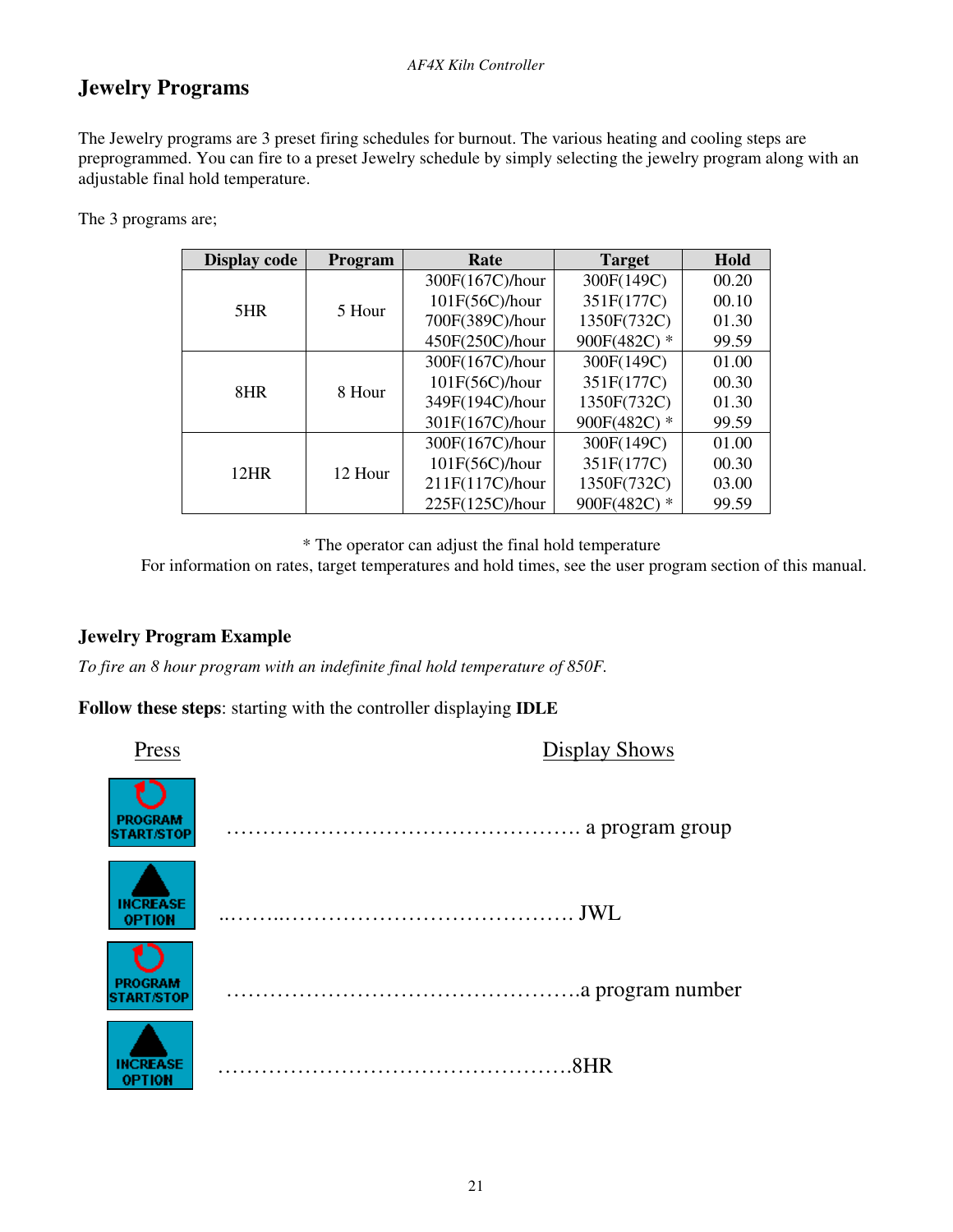# Jewelry Programs

The Jewelry programs are 3 preset firing schedules for burnout. The various heating and cooling steps are preprogrammed. You can fire to a preset Jewelry schedule by simply selecting the jewelry program along with an adjustable final hold temperature.

The 3 programs are;

| Display code | Program | Rate | Target | Hold |
|---|---|---|---|---|
| 5HR | 5 Hour | 300F(167C)/hour | 300F(149C) | 00.20 |
| | | 101F(56C)/hour | 351F(177C) | 00.10 |
| | | 700F(389C)/hour | 1350F(732C) | 01.30 |
| | | 450F(250C)/hour | 900F(482C) * | 99.59 |
| 8HR | 8 Hour | 300F(167C)/hour | 300F(149C) | 01.00 |
| | | 101F(56C)/hour | 351F(177C) | 00.30 |
| | | 349F(194C)/hour | 1350F(732C) | 01.30 |
| | | 301F(167C)/hour | 900F(482C) * | 99.59 |
| 12HR | 12 Hour | 300F(167C)/hour | 300F(149C) | 01.00 |
| | | 101F(56C)/hour | 351F(177C) | 00.30 |
| | | 211F(117C)/hour | 1350F(732C) | 03.00 |
| | | 225F(125C)/hour | 900F(482C) * | 99.59 |

* The operator can adjust the final hold temperature

For information on rates, target temperatures and hold times, see the user program section of this manual.

### Jewelry Program Example

*To fire an 8 hour program with an indefinite final hold temperature of 850F.*

**Follow these steps**: starting with the controller displaying **IDLE**

| Press | Display Shows |
|---|---|
| PROGRAM START/STOP | ………………………………………… a program group |
| INCREASE OPTION | ..……..………………………………… JWL |
| PROGRAM START/STOP | …………………………………………a program number |
| INCREASE OPTION | …………………………………………8HR |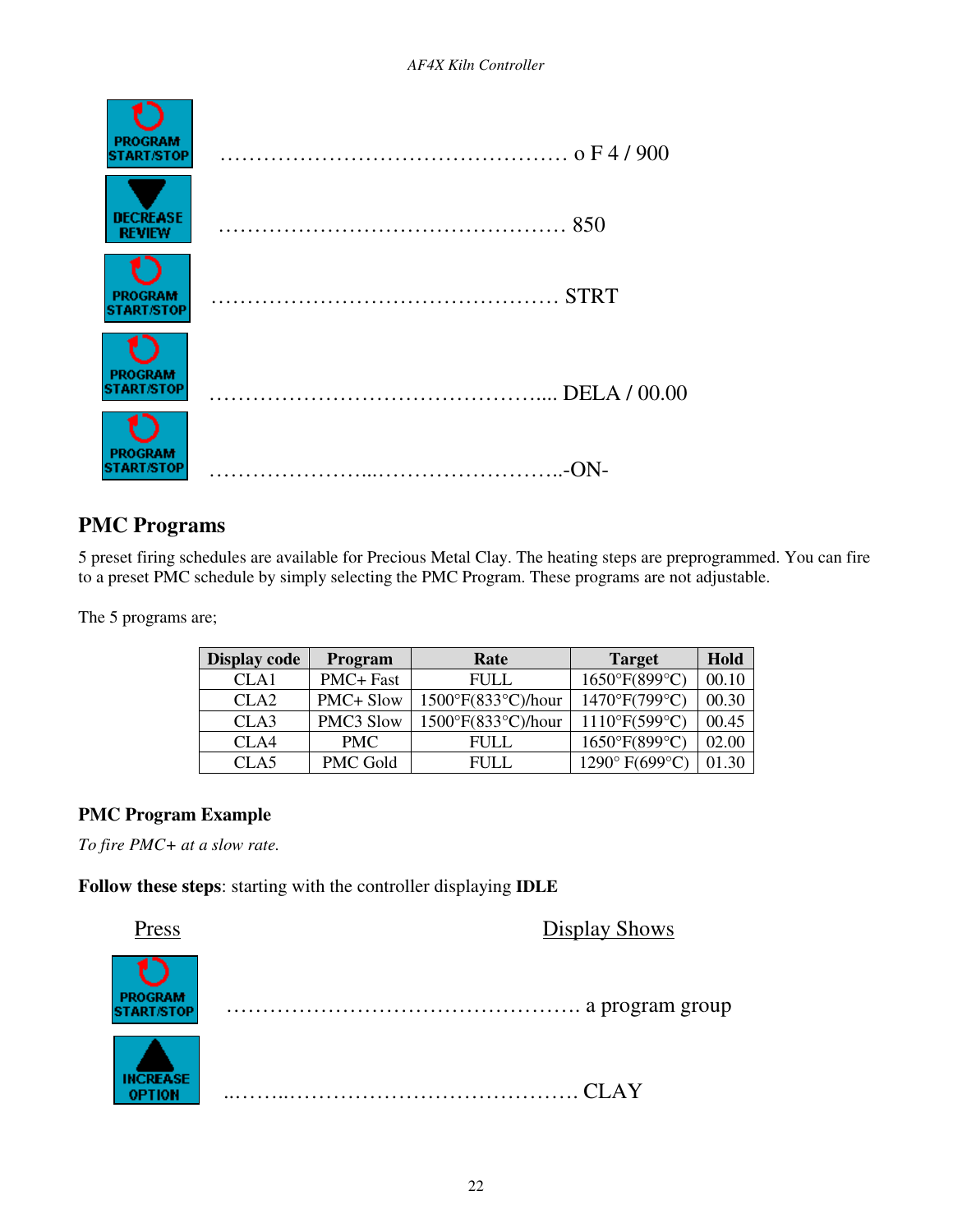| Press | Display Shows |
|---|---|
| PROGRAM START/STOP | o F 4 / 900 |
| DECREASE REVIEW | 850 |
| PROGRAM START/STOP | STRT |
| PROGRAM START/STOP | DELA / 00.00 |
| PROGRAM START/STOP | -ON- |

## PMC Programs

5 preset firing schedules are available for Precious Metal Clay. The heating steps are preprogrammed. You can fire to a preset PMC schedule by simply selecting the PMC Program. These programs are not adjustable.

The 5 programs are;

| Display code | Program | Rate | Target | Hold |
|---|---|---|---|---|
| CLA1 | PMC+ Fast | FULL | 1650°F(899°C) | 00.10 |
| CLA2 | PMC+ Slow | 1500°F(833°C)/hour | 1470°F(799°C) | 00.30 |
| CLA3 | PMC3 Slow | 1500°F(833°C)/hour | 1110°F(599°C) | 00.45 |
| CLA4 | PMC | FULL | 1650°F(899°C) | 02.00 |
| CLA5 | PMC Gold | FULL | 1290° F(699°C) | 01.30 |

### PMC Program Example

*To fire PMC+ at a slow rate.*

**Follow these steps**: starting with the controller displaying **IDLE**

| Press | Display Shows |
|---|---|
| PROGRAM START/STOP | a program group |
| INCREASE OPTION | CLAY |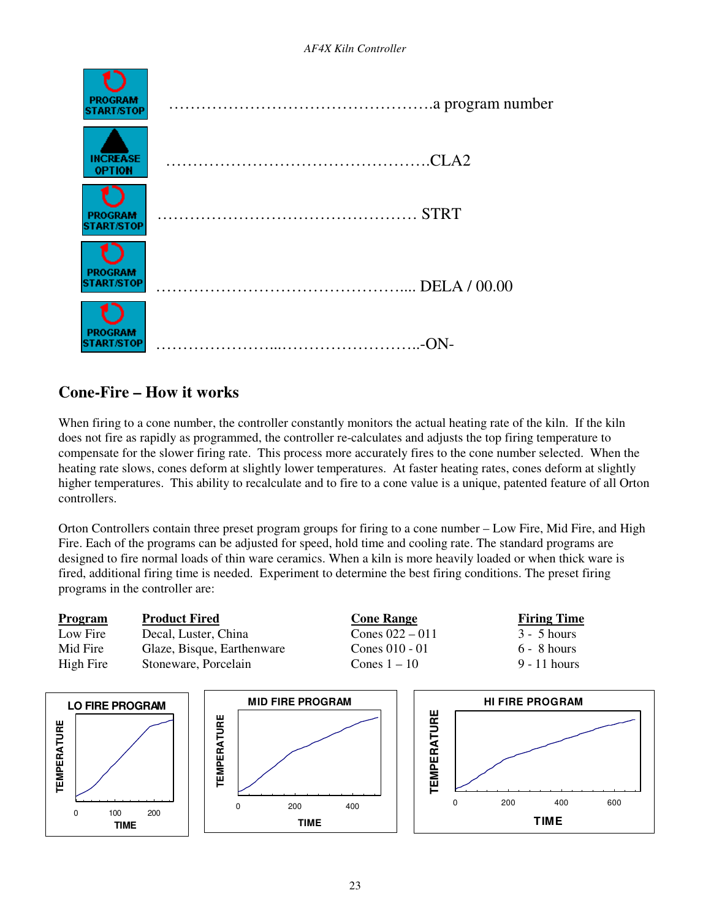| | |
|---|---|
| PROGRAM START/STOP | ………………………………………….a program number |
| INCREASE OPTION | ………………………………………….CLA2 |
| PROGRAM START/STOP | ………………………………………… STRT |
| PROGRAM START/STOP | ……………………………………….... DELA / 00.00 |
| PROGRAM START/STOP | …………………...……………………..-ON- |

## Cone-Fire – How it works

When firing to a cone number, the controller constantly monitors the actual heating rate of the kiln. If the kiln does not fire as rapidly as programmed, the controller re-calculates and adjusts the top firing temperature to compensate for the slower firing rate. This process more accurately fires to the cone number selected. When the heating rate slows, cones deform at slightly lower temperatures. At faster heating rates, cones deform at slightly higher temperatures. This ability to recalculate and to fire to a cone value is a unique, patented feature of all Orton controllers.

Orton Controllers contain three preset program groups for firing to a cone number – Low Fire, Mid Fire, and High Fire. Each of the programs can be adjusted for speed, hold time and cooling rate. The standard programs are designed to fire normal loads of thin ware ceramics. When a kiln is more heavily loaded or when thick ware is fired, additional firing time is needed. Experiment to determine the best firing conditions. The preset firing programs in the controller are:

| Program | Product Fired | Cone Range | Firing Time |
|---|---|---|---|
| Low Fire | Decal, Luster, China | Cones 022 – 011 | 3 - 5 hours |
| Mid Fire | Glaze, Bisque, Earthenware | Cones 010 - 01 | 6 - 8 hours |
| High Fire | Stoneware, Porcelain | Cones 1 – 10 | 9 - 11 hours |

LO FIRE PROGRAM

MID FIRE PROGRAM

HI FIRE PROGRAM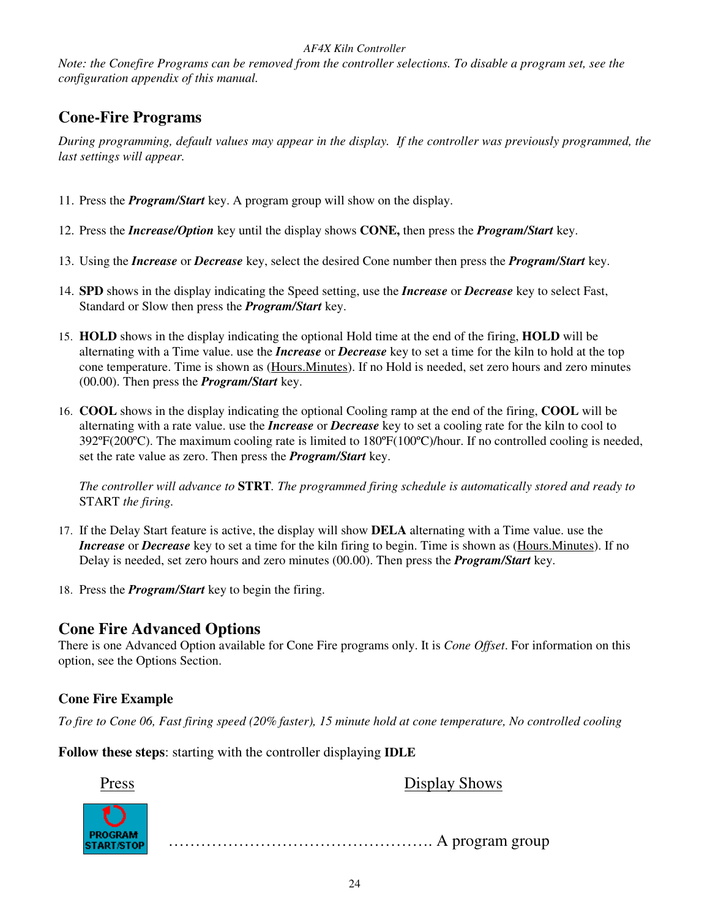*Note: the Conefire Programs can be removed from the controller selections. To disable a program set, see the configuration appendix of this manual.*

## Cone-Fire Programs

*During programming, default values may appear in the display. If the controller was previously programmed, the last settings will appear.*

11. Press the ***Program/Start*** key. A program group will show on the display.

12. Press the ***Increase/Option*** key until the display shows **CONE,** then press the ***Program/Start*** key.

13. Using the ***Increase*** or ***Decrease*** key, select the desired Cone number then press the ***Program/Start*** key.

14. **SPD** shows in the display indicating the Speed setting, use the ***Increase*** or ***Decrease*** key to select Fast, Standard or Slow then press the ***Program/Start*** key.

15. **HOLD** shows in the display indicating the optional Hold time at the end of the firing, **HOLD** will be alternating with a Time value. use the ***Increase*** or ***Decrease*** key to set a time for the kiln to hold at the top cone temperature. Time is shown as (<u>Hours.Minutes</u>). If no Hold is needed, set zero hours and zero minutes (00.00). Then press the ***Program/Start*** key.

16. **COOL** shows in the display indicating the optional Cooling ramp at the end of the firing, **COOL** will be alternating with a rate value. use the ***Increase*** or ***Decrease*** key to set a cooling rate for the kiln to cool to 392ºF(200ºC). The maximum cooling rate is limited to 180ºF(100ºC)/hour. If no controlled cooling is needed, set the rate value as zero. Then press the ***Program/Start*** key.

    *The controller will advance to* **STRT**. *The programmed firing schedule is automatically stored and ready to* START *the firing.*

17. If the Delay Start feature is active, the display will show **DELA** alternating with a Time value. use the ***Increase*** or ***Decrease*** key to set a time for the kiln firing to begin. Time is shown as (<u>Hours.Minutes</u>). If no Delay is needed, set zero hours and zero minutes (00.00). Then press the ***Program/Start*** key.

18. Press the ***Program/Start*** key to begin the firing.

## Cone Fire Advanced Options

There is one Advanced Option available for Cone Fire programs only. It is *Cone Offset*. For information on this option, see the Options Section.

### Cone Fire Example

*To fire to Cone 06, Fast firing speed (20% faster), 15 minute hold at cone temperature, No controlled cooling*

**Follow these steps**: starting with the controller displaying **IDLE**

| Press | Display Shows |
|---|---|
| PROGRAM START/STOP | ………………………………………. A program group |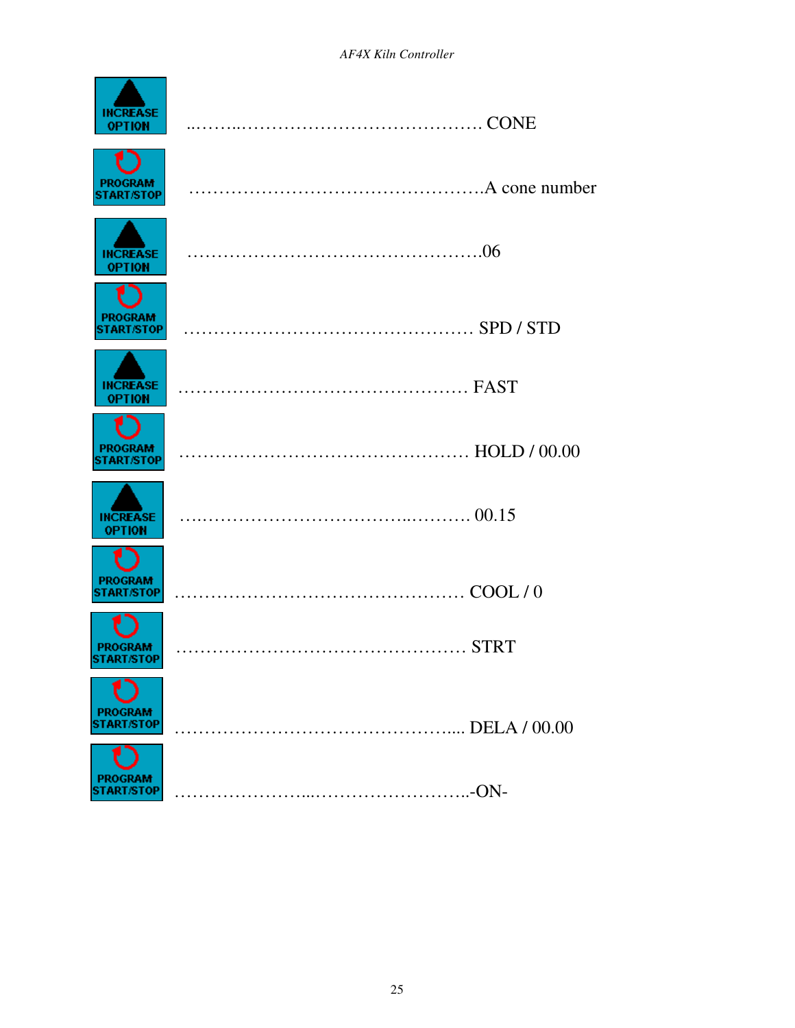| Button | Display |
| --- | --- |
| INCREASE OPTION | CONE |
| PROGRAM START/STOP | A cone number |
| INCREASE OPTION | 06 |
| PROGRAM START/STOP | SPD / STD |
| INCREASE OPTION | FAST |
| PROGRAM START/STOP | HOLD / 00.00 |
| INCREASE OPTION | 00.15 |
| PROGRAM START/STOP | COOL / 0 |
| PROGRAM START/STOP | STRT |
| PROGRAM START/STOP | DELA / 00.00 |
| PROGRAM START/STOP | -ON- |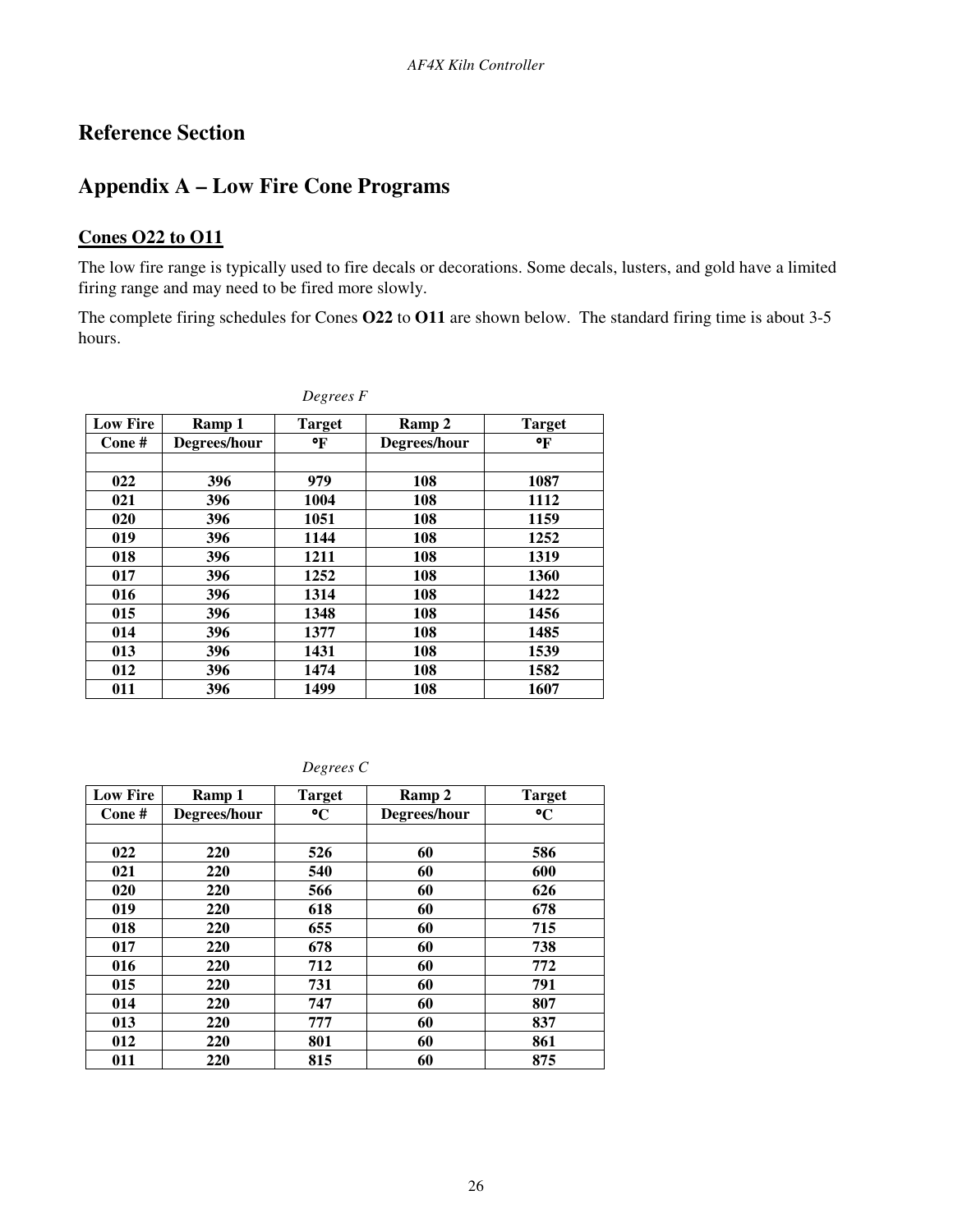# Reference Section

## Appendix A – Low Fire Cone Programs

### Cones O22 to O11

The low fire range is typically used to fire decals or decorations. Some decals, lusters, and gold have a limited firing range and may need to be fired more slowly.

The complete firing schedules for Cones **O22** to **O11** are shown below. The standard firing time is about 3-5 hours.

*Degrees F*

| Low Fire Cone # | Ramp 1 Degrees/hour | Target °F | Ramp 2 Degrees/hour | Target °F |
|---|---|---|---|---|
| | | | | |
| 022 | 396 | 979 | 108 | 1087 |
| 021 | 396 | 1004 | 108 | 1112 |
| 020 | 396 | 1051 | 108 | 1159 |
| 019 | 396 | 1144 | 108 | 1252 |
| 018 | 396 | 1211 | 108 | 1319 |
| 017 | 396 | 1252 | 108 | 1360 |
| 016 | 396 | 1314 | 108 | 1422 |
| 015 | 396 | 1348 | 108 | 1456 |
| 014 | 396 | 1377 | 108 | 1485 |
| 013 | 396 | 1431 | 108 | 1539 |
| 012 | 396 | 1474 | 108 | 1582 |
| 011 | 396 | 1499 | 108 | 1607 |

*Degrees C*

| Low Fire Cone # | Ramp 1 Degrees/hour | Target °C | Ramp 2 Degrees/hour | Target °C |
|---|---|---|---|---|
| | | | | |
| 022 | 220 | 526 | 60 | 586 |
| 021 | 220 | 540 | 60 | 600 |
| 020 | 220 | 566 | 60 | 626 |
| 019 | 220 | 618 | 60 | 678 |
| 018 | 220 | 655 | 60 | 715 |
| 017 | 220 | 678 | 60 | 738 |
| 016 | 220 | 712 | 60 | 772 |
| 015 | 220 | 731 | 60 | 791 |
| 014 | 220 | 747 | 60 | 807 |
| 013 | 220 | 777 | 60 | 837 |
| 012 | 220 | 801 | 60 | 861 |
| 011 | 220 | 815 | 60 | 875 |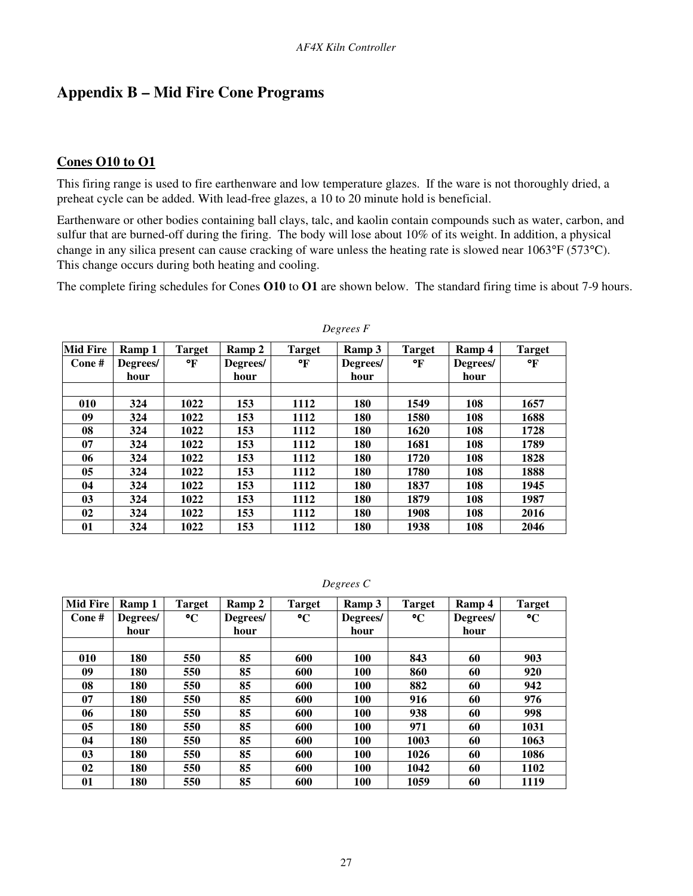# Appendix B – Mid Fire Cone Programs

## Cones O10 to O1

This firing range is used to fire earthenware and low temperature glazes. If the ware is not thoroughly dried, a preheat cycle can be added. With lead-free glazes, a 10 to 20 minute hold is beneficial.

Earthenware or other bodies containing ball clays, talc, and kaolin contain compounds such as water, carbon, and sulfur that are burned-off during the firing. The body will lose about 10% of its weight. In addition, a physical change in any silica present can cause cracking of ware unless the heating rate is slowed near 1063°F (573°C). This change occurs during both heating and cooling.

The complete firing schedules for Cones **O10** to **O1** are shown below. The standard firing time is about 7-9 hours.

*Degrees F*

| Mid Fire Cone # | Ramp 1 Degrees/hour | Target °F | Ramp 2 Degrees/hour | Target °F | Ramp 3 Degrees/hour | Target °F | Ramp 4 Degrees/hour | Target °F |
|---|---|---|---|---|---|---|---|---|
| | | | | | | | | |
| **010** | **324** | **1022** | **153** | **1112** | **180** | **1549** | **108** | **1657** |
| **09** | **324** | **1022** | **153** | **1112** | **180** | **1580** | **108** | **1688** |
| **08** | **324** | **1022** | **153** | **1112** | **180** | **1620** | **108** | **1728** |
| **07** | **324** | **1022** | **153** | **1112** | **180** | **1681** | **108** | **1789** |
| **06** | **324** | **1022** | **153** | **1112** | **180** | **1720** | **108** | **1828** |
| **05** | **324** | **1022** | **153** | **1112** | **180** | **1780** | **108** | **1888** |
| **04** | **324** | **1022** | **153** | **1112** | **180** | **1837** | **108** | **1945** |
| **03** | **324** | **1022** | **153** | **1112** | **180** | **1879** | **108** | **1987** |
| **02** | **324** | **1022** | **153** | **1112** | **180** | **1908** | **108** | **2016** |
| **01** | **324** | **1022** | **153** | **1112** | **180** | **1938** | **108** | **2046** |

*Degrees C*

| Mid Fire Cone # | Ramp 1 Degrees/hour | Target °C | Ramp 2 Degrees/hour | Target °C | Ramp 3 Degrees/hour | Target °C | Ramp 4 Degrees/hour | Target °C |
|---|---|---|---|---|---|---|---|---|
| | | | | | | | | |
| **010** | **180** | **550** | **85** | **600** | **100** | **843** | **60** | **903** |
| **09** | **180** | **550** | **85** | **600** | **100** | **860** | **60** | **920** |
| **08** | **180** | **550** | **85** | **600** | **100** | **882** | **60** | **942** |
| **07** | **180** | **550** | **85** | **600** | **100** | **916** | **60** | **976** |
| **06** | **180** | **550** | **85** | **600** | **100** | **938** | **60** | **998** |
| **05** | **180** | **550** | **85** | **600** | **100** | **971** | **60** | **1031** |
| **04** | **180** | **550** | **85** | **600** | **100** | **1003** | **60** | **1063** |
| **03** | **180** | **550** | **85** | **600** | **100** | **1026** | **60** | **1086** |
| **02** | **180** | **550** | **85** | **600** | **100** | **1042** | **60** | **1102** |
| **01** | **180** | **550** | **85** | **600** | **100** | **1059** | **60** | **1119** |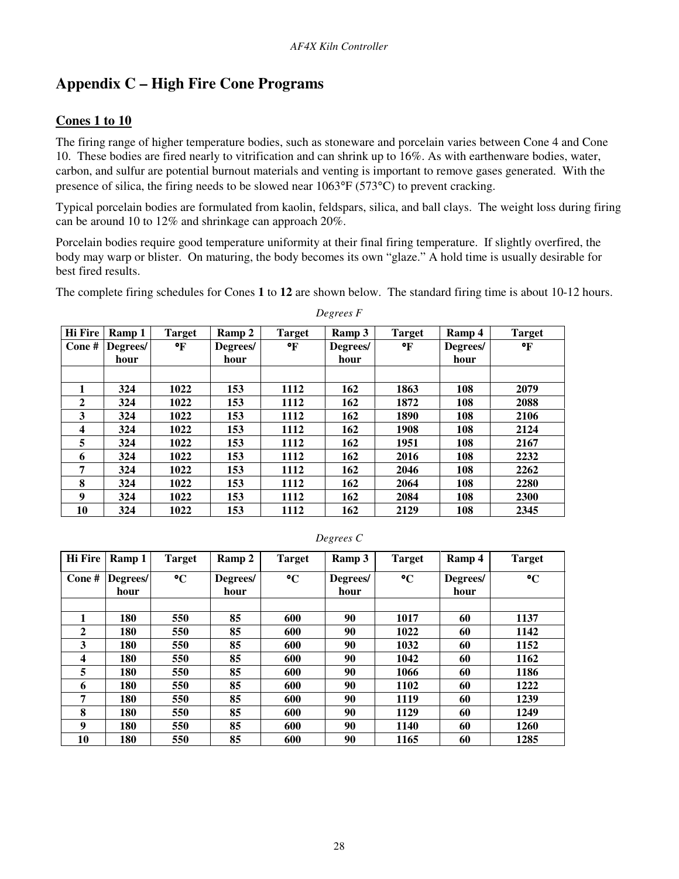# Appendix C – High Fire Cone Programs

## Cones 1 to 10

The firing range of higher temperature bodies, such as stoneware and porcelain varies between Cone 4 and Cone 10. These bodies are fired nearly to vitrification and can shrink up to 16%. As with earthenware bodies, water, carbon, and sulfur are potential burnout materials and venting is important to remove gases generated. With the presence of silica, the firing needs to be slowed near 1063°F (573°C) to prevent cracking.

Typical porcelain bodies are formulated from kaolin, feldspars, silica, and ball clays. The weight loss during firing can be around 10 to 12% and shrinkage can approach 20%.

Porcelain bodies require good temperature uniformity at their final firing temperature. If slightly overfired, the body may warp or blister. On maturing, the body becomes its own "glaze." A hold time is usually desirable for best fired results.

The complete firing schedules for Cones **1** to **12** are shown below. The standard firing time is about 10-12 hours.

*Degrees F*

| Hi Fire | Ramp 1 | Target | Ramp 2 | Target | Ramp 3 | Target | Ramp 4 | Target |
|---|---|---|---|---|---|---|---|---|
| Cone # | Degrees/ hour | °F | Degrees/ hour | °F | Degrees/ hour | °F | Degrees/ hour | °F |
| | | | | | | | | |
| 1 | 324 | 1022 | 153 | 1112 | 162 | 1863 | 108 | 2079 |
| 2 | 324 | 1022 | 153 | 1112 | 162 | 1872 | 108 | 2088 |
| 3 | 324 | 1022 | 153 | 1112 | 162 | 1890 | 108 | 2106 |
| 4 | 324 | 1022 | 153 | 1112 | 162 | 1908 | 108 | 2124 |
| 5 | 324 | 1022 | 153 | 1112 | 162 | 1951 | 108 | 2167 |
| 6 | 324 | 1022 | 153 | 1112 | 162 | 2016 | 108 | 2232 |
| 7 | 324 | 1022 | 153 | 1112 | 162 | 2046 | 108 | 2262 |
| 8 | 324 | 1022 | 153 | 1112 | 162 | 2064 | 108 | 2280 |
| 9 | 324 | 1022 | 153 | 1112 | 162 | 2084 | 108 | 2300 |
| 10 | 324 | 1022 | 153 | 1112 | 162 | 2129 | 108 | 2345 |

*Degrees C*

| Hi Fire | Ramp 1 | Target | Ramp 2 | Target | Ramp 3 | Target | Ramp 4 | Target |
|---|---|---|---|---|---|---|---|---|
| Cone # | Degrees/ hour | °C | Degrees/ hour | °C | Degrees/ hour | °C | Degrees/ hour | °C |
| | | | | | | | | |
| 1 | 180 | 550 | 85 | 600 | 90 | 1017 | 60 | 1137 |
| 2 | 180 | 550 | 85 | 600 | 90 | 1022 | 60 | 1142 |
| 3 | 180 | 550 | 85 | 600 | 90 | 1032 | 60 | 1152 |
| 4 | 180 | 550 | 85 | 600 | 90 | 1042 | 60 | 1162 |
| 5 | 180 | 550 | 85 | 600 | 90 | 1066 | 60 | 1186 |
| 6 | 180 | 550 | 85 | 600 | 90 | 1102 | 60 | 1222 |
| 7 | 180 | 550 | 85 | 600 | 90 | 1119 | 60 | 1239 |
| 8 | 180 | 550 | 85 | 600 | 90 | 1129 | 60 | 1249 |
| 9 | 180 | 550 | 85 | 600 | 90 | 1140 | 60 | 1260 |
| 10 | 180 | 550 | 85 | 600 | 90 | 1165 | 60 | 1285 |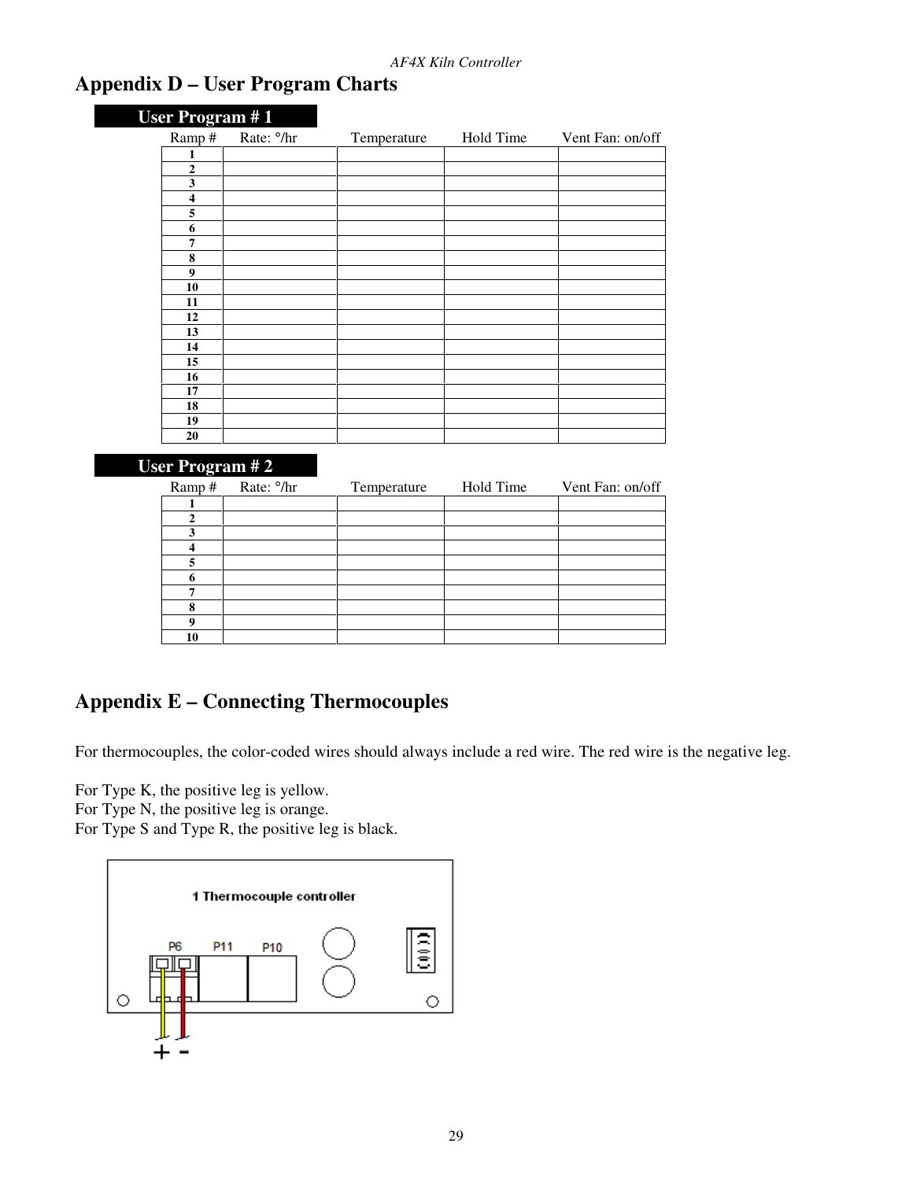# Appendix D – User Program Charts

**User Program # 1**

| Ramp # | Rate: °/hr | Temperature | Hold Time | Vent Fan: on/off |
|---|---|---|---|---|
| 1 | | | | |
| 2 | | | | |
| 3 | | | | |
| 4 | | | | |
| 5 | | | | |
| 6 | | | | |
| 7 | | | | |
| 8 | | | | |
| 9 | | | | |
| 10 | | | | |
| 11 | | | | |
| 12 | | | | |
| 13 | | | | |
| 14 | | | | |
| 15 | | | | |
| 16 | | | | |
| 17 | | | | |
| 18 | | | | |
| 19 | | | | |
| 20 | | | | |

**User Program # 2**

| Ramp # | Rate: °/hr | Temperature | Hold Time | Vent Fan: on/off |
|---|---|---|---|---|
| 1 | | | | |
| 2 | | | | |
| 3 | | | | |
| 4 | | | | |
| 5 | | | | |
| 6 | | | | |
| 7 | | | | |
| 8 | | | | |
| 9 | | | | |
| 10 | | | | |

# Appendix E – Connecting Thermocouples

For thermocouples, the color-coded wires should always include a red wire. The red wire is the negative leg.

For Type K, the positive leg is yellow.
For Type N, the positive leg is orange.
For Type S and Type R, the positive leg is black.

1 Thermocouple controller

P6 P11 P10

\+ -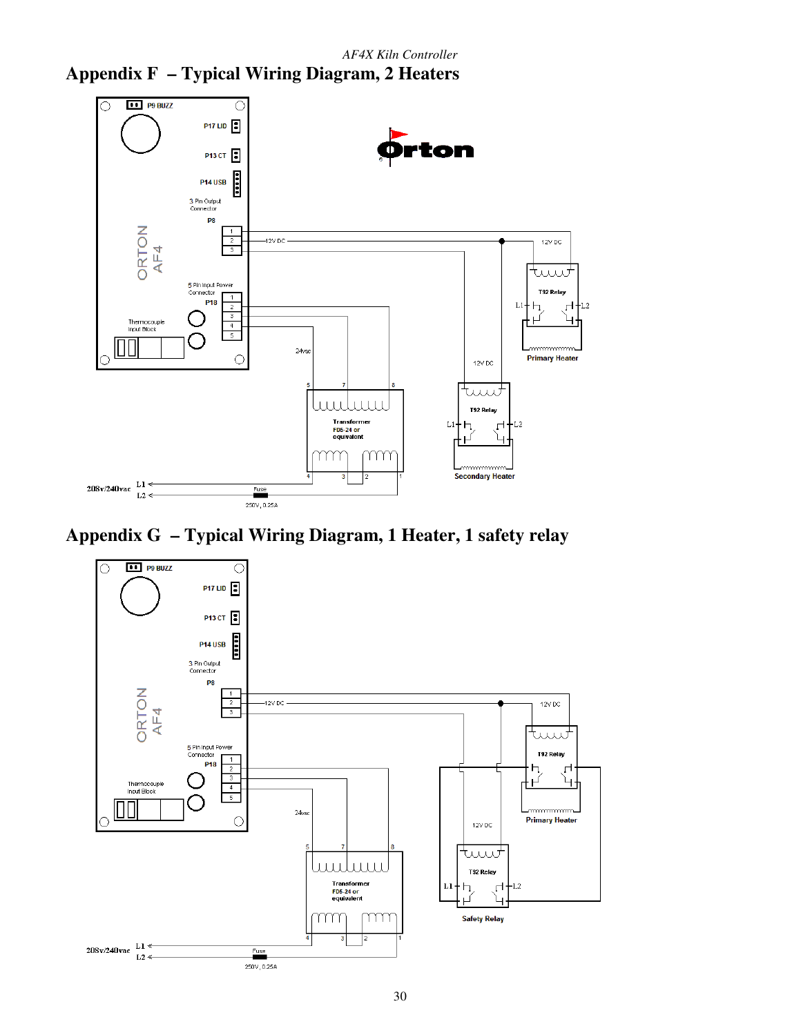## Appendix F – Typical Wiring Diagram, 2 Heaters

## Appendix G – Typical Wiring Diagram, 1 Heater, 1 safety relay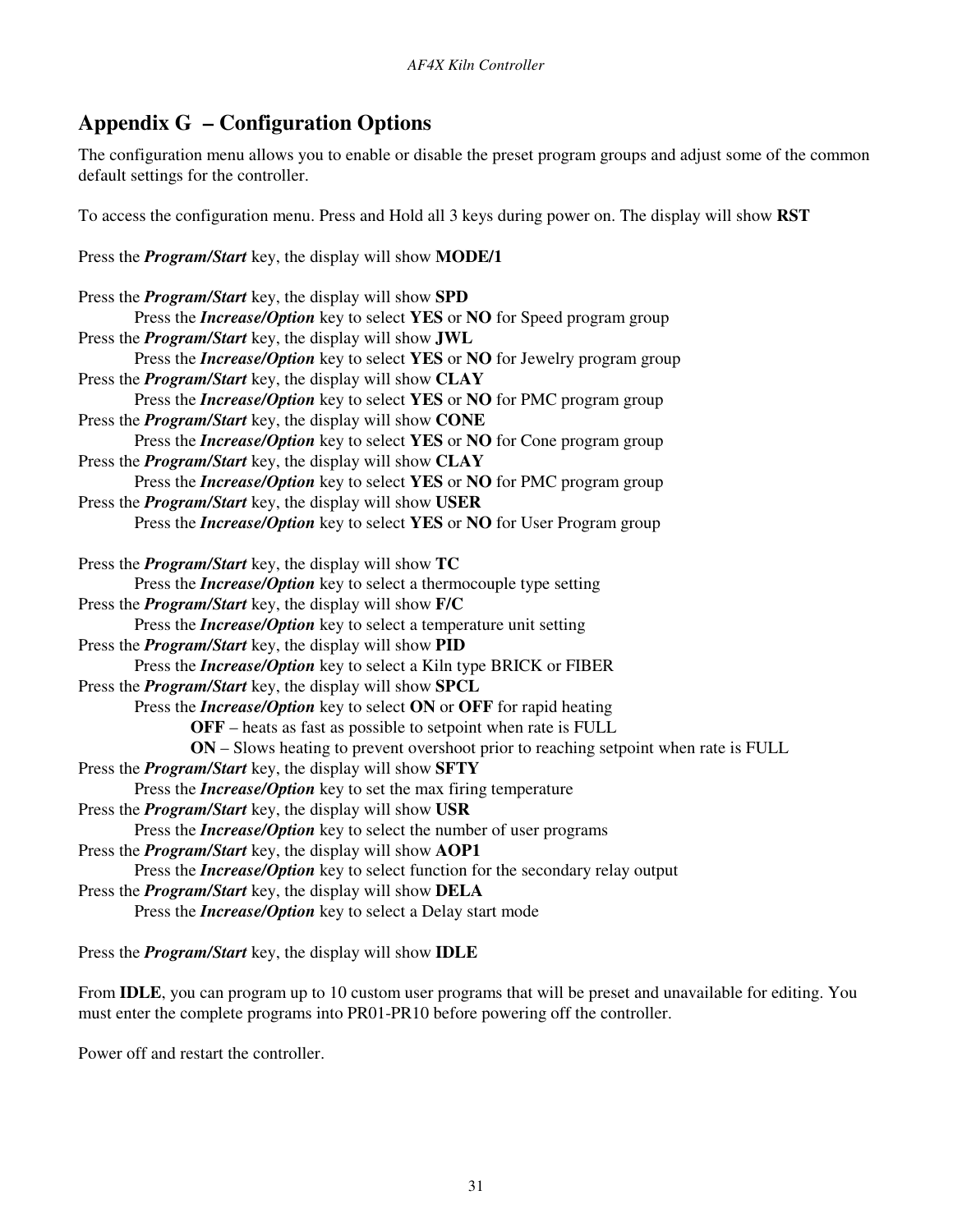# Appendix G – Configuration Options

The configuration menu allows you to enable or disable the preset program groups and adjust some of the common default settings for the controller.

To access the configuration menu. Press and Hold all 3 keys during power on. The display will show **RST**

Press the ***Program/Start*** key, the display will show **MODE/1**

Press the ***Program/Start*** key, the display will show **SPD**
    Press the ***Increase/Option*** key to select **YES** or **NO** for Speed program group
Press the ***Program/Start*** key, the display will show **JWL**
    Press the ***Increase/Option*** key to select **YES** or **NO** for Jewelry program group
Press the ***Program/Start*** key, the display will show **CLAY**
    Press the ***Increase/Option*** key to select **YES** or **NO** for PMC program group
Press the ***Program/Start*** key, the display will show **CONE**
    Press the ***Increase/Option*** key to select **YES** or **NO** for Cone program group
Press the ***Program/Start*** key, the display will show **CLAY**
    Press the ***Increase/Option*** key to select **YES** or **NO** for PMC program group
Press the ***Program/Start*** key, the display will show **USER**
    Press the ***Increase/Option*** key to select **YES** or **NO** for User Program group

Press the ***Program/Start*** key, the display will show **TC**
    Press the ***Increase/Option*** key to select a thermocouple type setting
Press the ***Program/Start*** key, the display will show **F/C**
    Press the ***Increase/Option*** key to select a temperature unit setting
Press the ***Program/Start*** key, the display will show **PID**
    Press the ***Increase/Option*** key to select a Kiln type BRICK or FIBER
Press the ***Program/Start*** key, the display will show **SPCL**
    Press the ***Increase/Option*** key to select **ON** or **OFF** for rapid heating
        **OFF** – heats as fast as possible to setpoint when rate is FULL
        **ON** – Slows heating to prevent overshoot prior to reaching setpoint when rate is FULL
Press the ***Program/Start*** key, the display will show **SFTY**
    Press the ***Increase/Option*** key to set the max firing temperature
Press the ***Program/Start*** key, the display will show **USR**
    Press the ***Increase/Option*** key to select the number of user programs
Press the ***Program/Start*** key, the display will show **AOP1**
    Press the ***Increase/Option*** key to select function for the secondary relay output
Press the ***Program/Start*** key, the display will show **DELA**
    Press the ***Increase/Option*** key to select a Delay start mode

Press the ***Program/Start*** key, the display will show **IDLE**

From **IDLE**, you can program up to 10 custom user programs that will be preset and unavailable for editing. You must enter the complete programs into PR01-PR10 before powering off the controller.

Power off and restart the controller.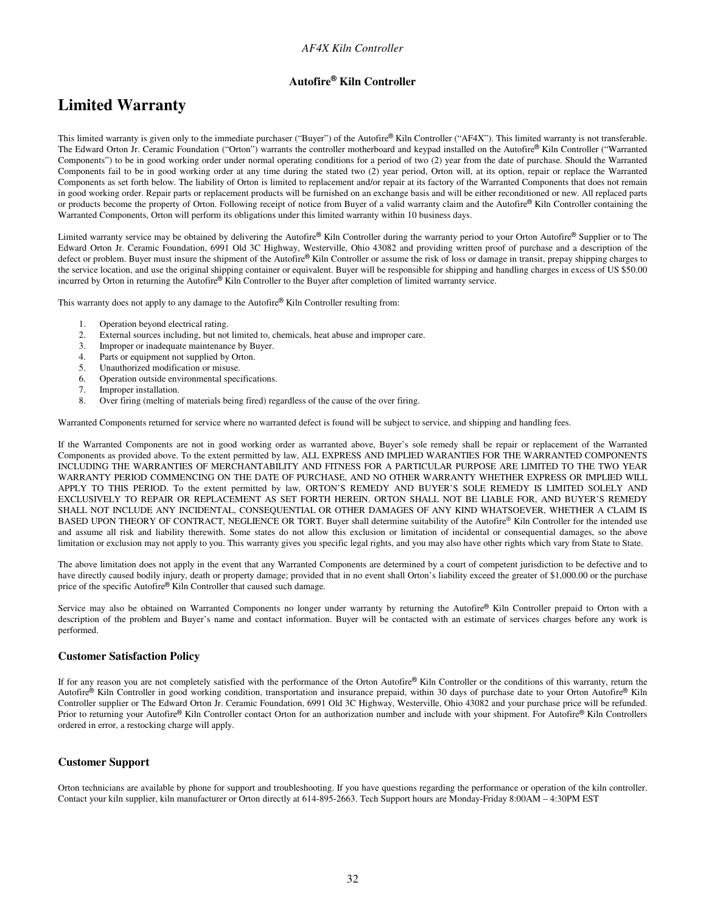**Autofire® Kiln Controller**

# Limited Warranty

This limited warranty is given only to the immediate purchaser ("Buyer") of the Autofire® Kiln Controller ("AF4X"). This limited warranty is not transferable. The Edward Orton Jr. Ceramic Foundation ("Orton") warrants the controller motherboard and keypad installed on the Autofire® Kiln Controller ("Warranted Components") to be in good working order under normal operating conditions for a period of two (2) year from the date of purchase. Should the Warranted Components fail to be in good working order at any time during the stated two (2) year period, Orton will, at its option, repair or replace the Warranted Components as set forth below. The liability of Orton is limited to replacement and/or repair at its factory of the Warranted Components that does not remain in good working order. Repair parts or replacement products will be furnished on an exchange basis and will be either reconditioned or new. All replaced parts or products become the property of Orton. Following receipt of notice from Buyer of a valid warranty claim and the Autofire® Kiln Controller containing the Warranted Components, Orton will perform its obligations under this limited warranty within 10 business days.

Limited warranty service may be obtained by delivering the Autofire® Kiln Controller during the warranty period to your Orton Autofire® Supplier or to The Edward Orton Jr. Ceramic Foundation, 6991 Old 3C Highway, Westerville, Ohio 43082 and providing written proof of purchase and a description of the defect or problem. Buyer must insure the shipment of the Autofire® Kiln Controller or assume the risk of loss or damage in transit, prepay shipping charges to the service location, and use the original shipping container or equivalent. Buyer will be responsible for shipping and handling charges in excess of US $50.00 incurred by Orton in returning the Autofire® Kiln Controller to the Buyer after completion of limited warranty service.

This warranty does not apply to any damage to the Autofire® Kiln Controller resulting from:

1. Operation beyond electrical rating.
2. External sources including, but not limited to, chemicals, heat abuse and improper care.
3. Improper or inadequate maintenance by Buyer.
4. Parts or equipment not supplied by Orton.
5. Unauthorized modification or misuse.
6. Operation outside environmental specifications.
7. Improper installation.
8. Over firing (melting of materials being fired) regardless of the cause of the over firing.

Warranted Components returned for service where no warranted defect is found will be subject to service, and shipping and handling fees.

If the Warranted Components are not in good working order as warranted above, Buyer's sole remedy shall be repair or replacement of the Warranted Components as provided above. To the extent permitted by law, ALL EXPRESS AND IMPLIED WARANTIES FOR THE WARRANTED COMPONENTS INCLUDING THE WARRANTIES OF MERCHANTABILITY AND FITNESS FOR A PARTICULAR PURPOSE ARE LIMITED TO THE TWO YEAR WARRANTY PERIOD COMMENCING ON THE DATE OF PURCHASE, AND NO OTHER WARRANTY WHETHER EXPRESS OR IMPLIED WILL APPLY TO THIS PERIOD. To the extent permitted by law, ORTON'S REMEDY AND BUYER'S SOLE REMEDY IS LIMITED SOLELY AND EXCLUSIVELY TO REPAIR OR REPLACEMENT AS SET FORTH HEREIN. ORTON SHALL NOT BE LIABLE FOR, AND BUYER'S REMEDY SHALL NOT INCLUDE ANY INCIDENTAL, CONSEQUENTIAL OR OTHER DAMAGES OF ANY KIND WHATSOEVER, WHETHER A CLAIM IS BASED UPON THEORY OF CONTRACT, NEGLIENCE OR TORT. Buyer shall determine suitability of the Autofire® Kiln Controller for the intended use and assume all risk and liability therewith. Some states do not allow this exclusion or limitation of incidental or consequential damages, so the above limitation or exclusion may not apply to you. This warranty gives you specific legal rights, and you may also have other rights which vary from State to State.

The above limitation does not apply in the event that any Warranted Components are determined by a court of competent jurisdiction to be defective and to have directly caused bodily injury, death or property damage; provided that in no event shall Orton's liability exceed the greater of $1,000.00 or the purchase price of the specific Autofire® Kiln Controller that caused such damage.

Service may also be obtained on Warranted Components no longer under warranty by returning the Autofire® Kiln Controller prepaid to Orton with a description of the problem and Buyer's name and contact information. Buyer will be contacted with an estimate of services charges before any work is performed.

### Customer Satisfaction Policy

If for any reason you are not completely satisfied with the performance of the Orton Autofire® Kiln Controller or the conditions of this warranty, return the Autofire® Kiln Controller in good working condition, transportation and insurance prepaid, within 30 days of purchase date to your Orton Autofire® Kiln Controller supplier or The Edward Orton Jr. Ceramic Foundation, 6991 Old 3C Highway, Westerville, Ohio 43082 and your purchase price will be refunded. Prior to returning your Autofire® Kiln Controller contact Orton for an authorization number and include with your shipment. For Autofire® Kiln Controllers ordered in error, a restocking charge will apply.

### Customer Support

Orton technicians are available by phone for support and troubleshooting. If you have questions regarding the performance or operation of the kiln controller. Contact your kiln supplier, kiln manufacturer or Orton directly at 614-895-2663. Tech Support hours are Monday-Friday 8:00AM – 4:30PM EST